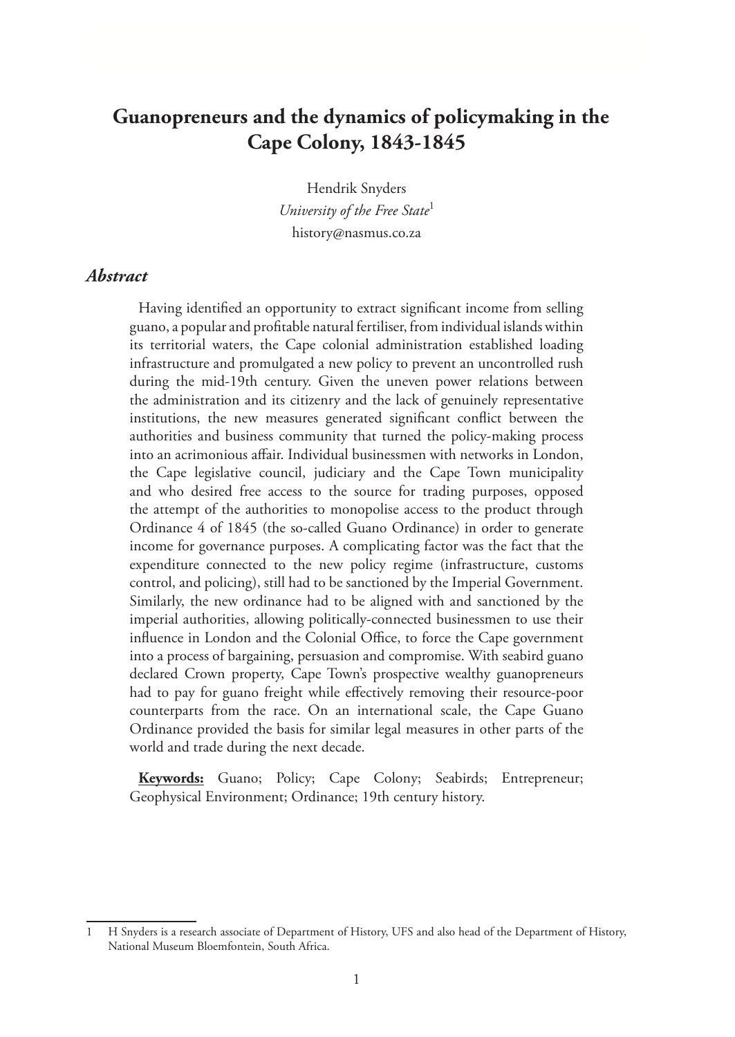# Guanopreneurs and the dynamics of policymaking in the Cape Colony, 1843-1845

Hendrik Snyders

*University of the Free State*[1]

history@nasmus.co.za

## *Abstract*

Having identified an opportunity to extract significant income from selling guano, a popular and profitable natural fertiliser, from individual islands within its territorial waters, the Cape colonial administration established loading infrastructure and promulgated a new policy to prevent an uncontrolled rush during the mid-19th century. Given the uneven power relations between the administration and its citizenry and the lack of genuinely representative institutions, the new measures generated significant conflict between the authorities and business community that turned the policy-making process into an acrimonious affair. Individual businessmen with networks in London, the Cape legislative council, judiciary and the Cape Town municipality and who desired free access to the source for trading purposes, opposed the attempt of the authorities to monopolise access to the product through Ordinance 4 of 1845 (the so-called Guano Ordinance) in order to generate income for governance purposes. A complicating factor was the fact that the expenditure connected to the new policy regime (infrastructure, customs control, and policing), still had to be sanctioned by the Imperial Government. Similarly, the new ordinance had to be aligned with and sanctioned by the imperial authorities, allowing politically-connected businessmen to use their influence in London and the Colonial Office, to force the Cape government into a process of bargaining, persuasion and compromise. With seabird guano declared Crown property, Cape Town's prospective wealthy guanopreneurs had to pay for guano freight while effectively removing their resource-poor counterparts from the race. On an international scale, the Cape Guano Ordinance provided the basis for similar legal measures in other parts of the world and trade during the next decade.

**Keywords:** Guano; Policy; Cape Colony; Seabirds; Entrepreneur; Geophysical Environment; Ordinance; 19th century history.

---

1 H Snyders is a research associate of Department of History, UFS and also head of the Department of History, National Museum Bloemfontein, South Africa.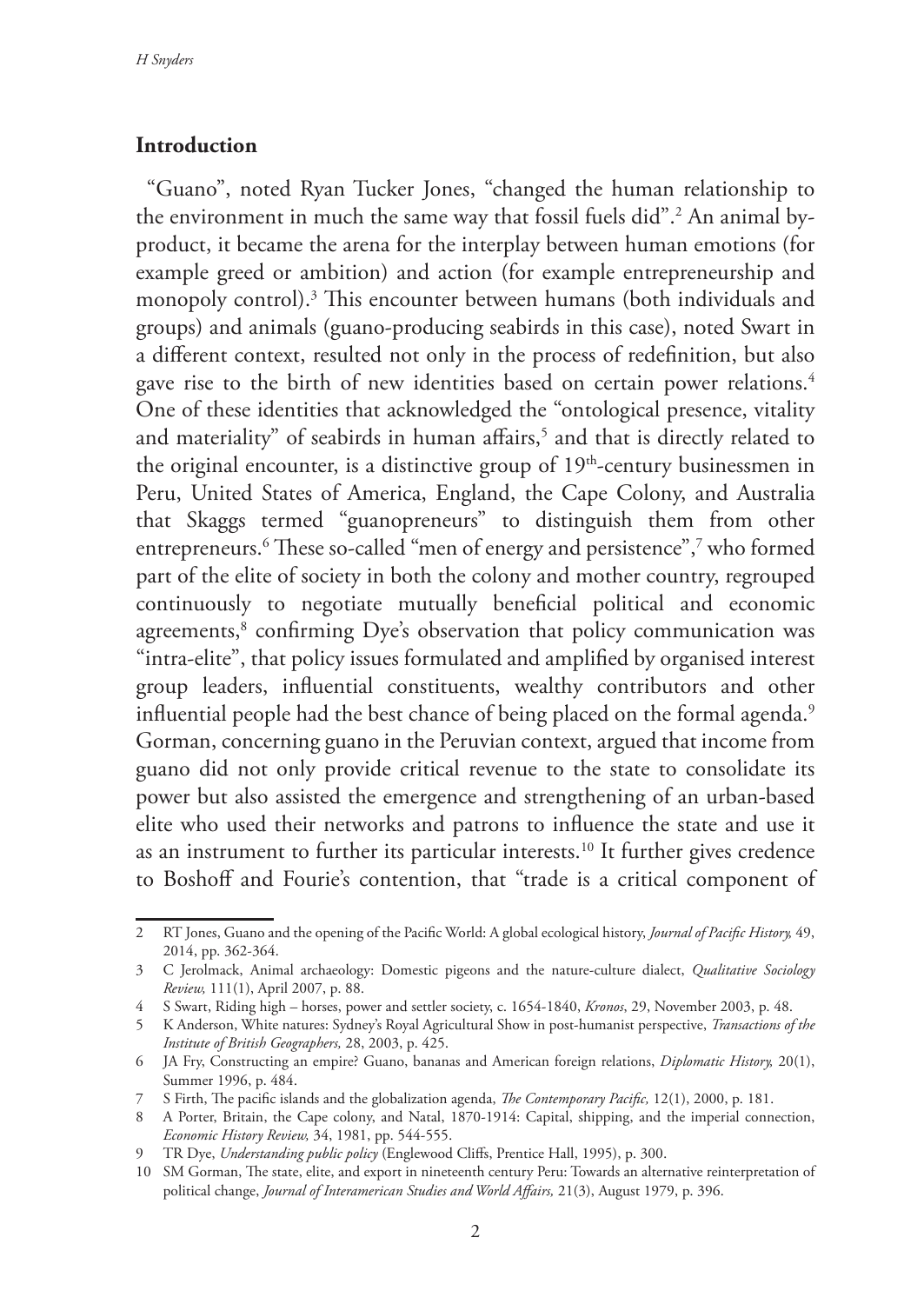## Introduction

"Guano", noted Ryan Tucker Jones, "changed the human relationship to the environment in much the same way that fossil fuels did".[2] An animal by-product, it became the arena for the interplay between human emotions (for example greed or ambition) and action (for example entrepreneurship and monopoly control).[3] This encounter between humans (both individuals and groups) and animals (guano-producing seabirds in this case), noted Swart in a different context, resulted not only in the process of redefinition, but also gave rise to the birth of new identities based on certain power relations.[4] One of these identities that acknowledged the "ontological presence, vitality and materiality" of seabirds in human affairs,[5] and that is directly related to the original encounter, is a distinctive group of 19th-century businessmen in Peru, United States of America, England, the Cape Colony, and Australia that Skaggs termed "guanopreneurs" to distinguish them from other entrepreneurs.[6] These so-called "men of energy and persistence",[7] who formed part of the elite of society in both the colony and mother country, regrouped continuously to negotiate mutually beneficial political and economic agreements,[8] confirming Dye's observation that policy communication was "intra-elite", that policy issues formulated and amplified by organised interest group leaders, influential constituents, wealthy contributors and other influential people had the best chance of being placed on the formal agenda.[9] Gorman, concerning guano in the Peruvian context, argued that income from guano did not only provide critical revenue to the state to consolidate its power but also assisted the emergence and strengthening of an urban-based elite who used their networks and patrons to influence the state and use it as an instrument to further its particular interests.[10] It further gives credence to Boshoff and Fourie's contention, that "trade is a critical component of

---

2 RT Jones, Guano and the opening of the Pacific World: A global ecological history, *Journal of Pacific History,* 49, 2014, pp. 362-364.

3 C Jerolmack, Animal archaeology: Domestic pigeons and the nature-culture dialect, *Qualitative Sociology Review,* 111(1), April 2007, p. 88.

4 S Swart, Riding high – horses, power and settler society, c. 1654-1840, *Kronos*, 29, November 2003, p. 48.

5 K Anderson, White natures: Sydney's Royal Agricultural Show in post-humanist perspective, *Transactions of the Institute of British Geographers,* 28, 2003, p. 425.

6 JA Fry, Constructing an empire? Guano, bananas and American foreign relations, *Diplomatic History,* 20(1), Summer 1996, p. 484.

7 S Firth, The pacific islands and the globalization agenda, *The Contemporary Pacific,* 12(1), 2000, p. 181.

8 A Porter, Britain, the Cape colony, and Natal, 1870-1914: Capital, shipping, and the imperial connection, *Economic History Review,* 34, 1981, pp. 544-555.

9 TR Dye, *Understanding public policy* (Englewood Cliffs, Prentice Hall, 1995), p. 300.

10 SM Gorman, The state, elite, and export in nineteenth century Peru: Towards an alternative reinterpretation of political change, *Journal of Interamerican Studies and World Affairs,* 21(3), August 1979, p. 396.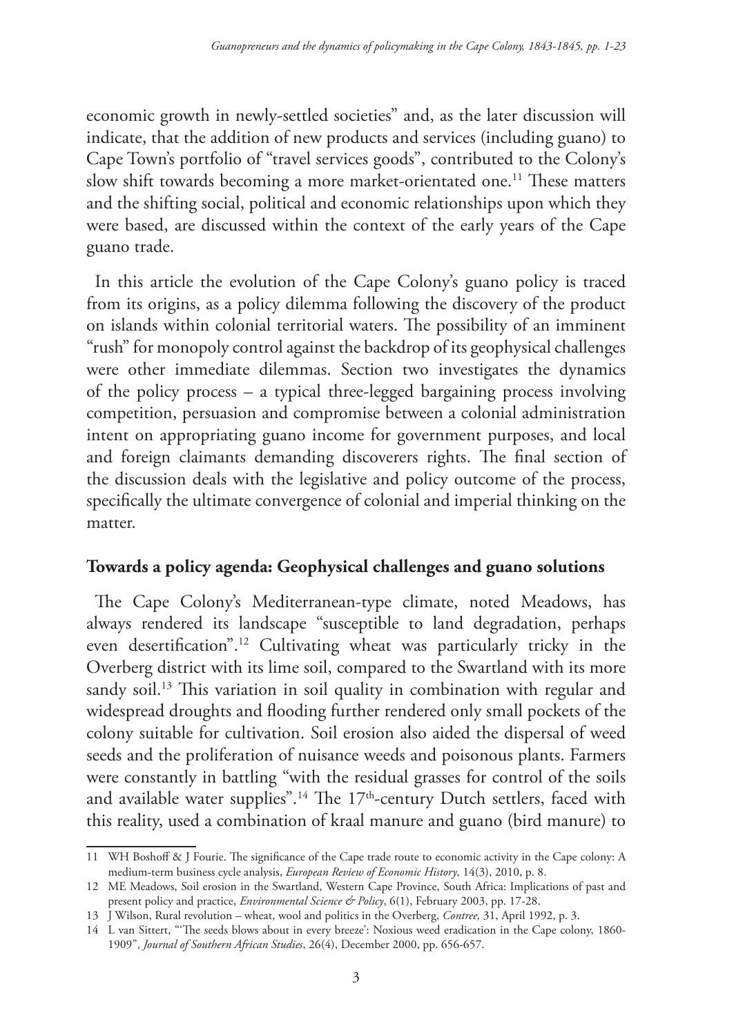economic growth in newly-settled societies" and, as the later discussion will indicate, that the addition of new products and services (including guano) to Cape Town's portfolio of "travel services goods", contributed to the Colony's slow shift towards becoming a more market-orientated one.[11] These matters and the shifting social, political and economic relationships upon which they were based, are discussed within the context of the early years of the Cape guano trade.

In this article the evolution of the Cape Colony's guano policy is traced from its origins, as a policy dilemma following the discovery of the product on islands within colonial territorial waters. The possibility of an imminent "rush" for monopoly control against the backdrop of its geophysical challenges were other immediate dilemmas. Section two investigates the dynamics of the policy process – a typical three-legged bargaining process involving competition, persuasion and compromise between a colonial administration intent on appropriating guano income for government purposes, and local and foreign claimants demanding discoverers rights. The final section of the discussion deals with the legislative and policy outcome of the process, specifically the ultimate convergence of colonial and imperial thinking on the matter.

## Towards a policy agenda: Geophysical challenges and guano solutions

The Cape Colony's Mediterranean-type climate, noted Meadows, has always rendered its landscape "susceptible to land degradation, perhaps even desertification".[12] Cultivating wheat was particularly tricky in the Overberg district with its lime soil, compared to the Swartland with its more sandy soil.[13] This variation in soil quality in combination with regular and widespread droughts and flooding further rendered only small pockets of the colony suitable for cultivation. Soil erosion also aided the dispersal of weed seeds and the proliferation of nuisance weeds and poisonous plants. Farmers were constantly in battling "with the residual grasses for control of the soils and available water supplies".[14] The 17th-century Dutch settlers, faced with this reality, used a combination of kraal manure and guano (bird manure) to

---

11 WH Boshoff & J Fourie. The significance of the Cape trade route to economic activity in the Cape colony: A medium-term business cycle analysis, *European Review of Economic History*, 14(3), 2010, p. 8.

12 ME Meadows, Soil erosion in the Swartland, Western Cape Province, South Africa: Implications of past and present policy and practice, *Environmental Science & Policy*, 6(1), February 2003, pp. 17-28.

13 J Wilson, Rural revolution – wheat, wool and politics in the Overberg, *Contree,* 31, April 1992, p. 3.

14 L van Sittert, "'The seeds blows about in every breeze': Noxious weed eradication in the Cape colony, 1860-1909", *Journal of Southern African Studies*, 26(4), December 2000, pp. 656-657.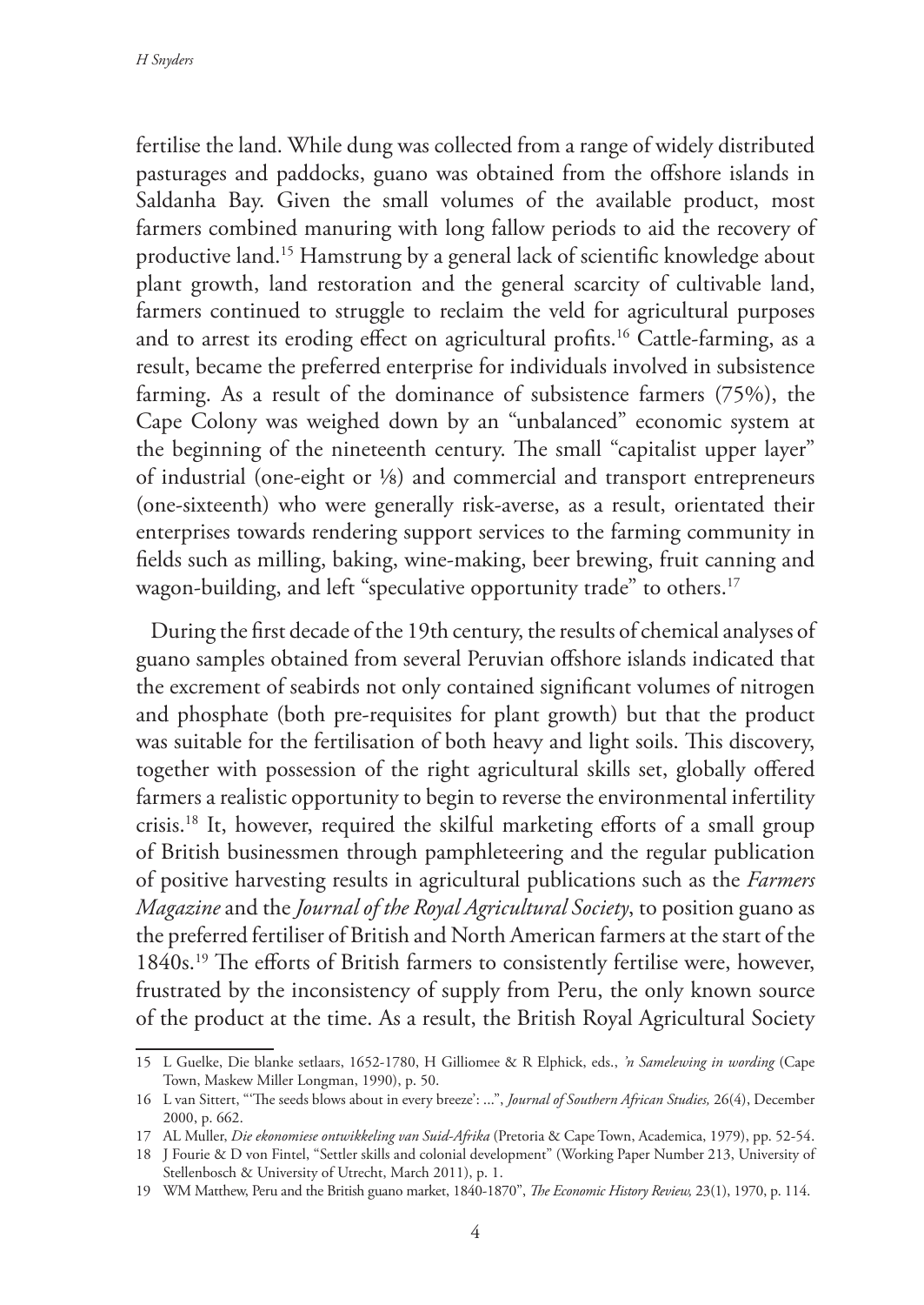fertilise the land. While dung was collected from a range of widely distributed pasturages and paddocks, guano was obtained from the offshore islands in Saldanha Bay. Given the small volumes of the available product, most farmers combined manuring with long fallow periods to aid the recovery of productive land.[15] Hamstrung by a general lack of scientific knowledge about plant growth, land restoration and the general scarcity of cultivable land, farmers continued to struggle to reclaim the veld for agricultural purposes and to arrest its eroding effect on agricultural profits.[16] Cattle-farming, as a result, became the preferred enterprise for individuals involved in subsistence farming. As a result of the dominance of subsistence farmers (75%), the Cape Colony was weighed down by an "unbalanced" economic system at the beginning of the nineteenth century. The small "capitalist upper layer" of industrial (one-eight or ⅛) and commercial and transport entrepreneurs (one-sixteenth) who were generally risk-averse, as a result, orientated their enterprises towards rendering support services to the farming community in fields such as milling, baking, wine-making, beer brewing, fruit canning and wagon-building, and left "speculative opportunity trade" to others.[17]

During the first decade of the 19th century, the results of chemical analyses of guano samples obtained from several Peruvian offshore islands indicated that the excrement of seabirds not only contained significant volumes of nitrogen and phosphate (both pre-requisites for plant growth) but that the product was suitable for the fertilisation of both heavy and light soils. This discovery, together with possession of the right agricultural skills set, globally offered farmers a realistic opportunity to begin to reverse the environmental infertility crisis.[18] It, however, required the skilful marketing efforts of a small group of British businessmen through pamphleteering and the regular publication of positive harvesting results in agricultural publications such as the *Farmers Magazine* and the *Journal of the Royal Agricultural Society*, to position guano as the preferred fertiliser of British and North American farmers at the start of the 1840s.[19] The efforts of British farmers to consistently fertilise were, however, frustrated by the inconsistency of supply from Peru, the only known source of the product at the time. As a result, the British Royal Agricultural Society

---

15 L Guelke, Die blanke setlaars, 1652-1780, H Gilliomee & R Elphick, eds., *'n Samelewing in wording* (Cape Town, Maskew Miller Longman, 1990), p. 50.

16 L van Sittert, "'The seeds blows about in every breeze': ...", *Journal of Southern African Studies,* 26(4), December 2000, p. 662.

17 AL Muller, *Die ekonomiese ontwikkeling van Suid-Afrika* (Pretoria & Cape Town, Academica, 1979), pp. 52-54.

18 J Fourie & D von Fintel, "Settler skills and colonial development" (Working Paper Number 213, University of Stellenbosch & University of Utrecht, March 2011), p. 1.

19 WM Matthew, Peru and the British guano market, 1840-1870", *The Economic History Review,* 23(1), 1970, p. 114.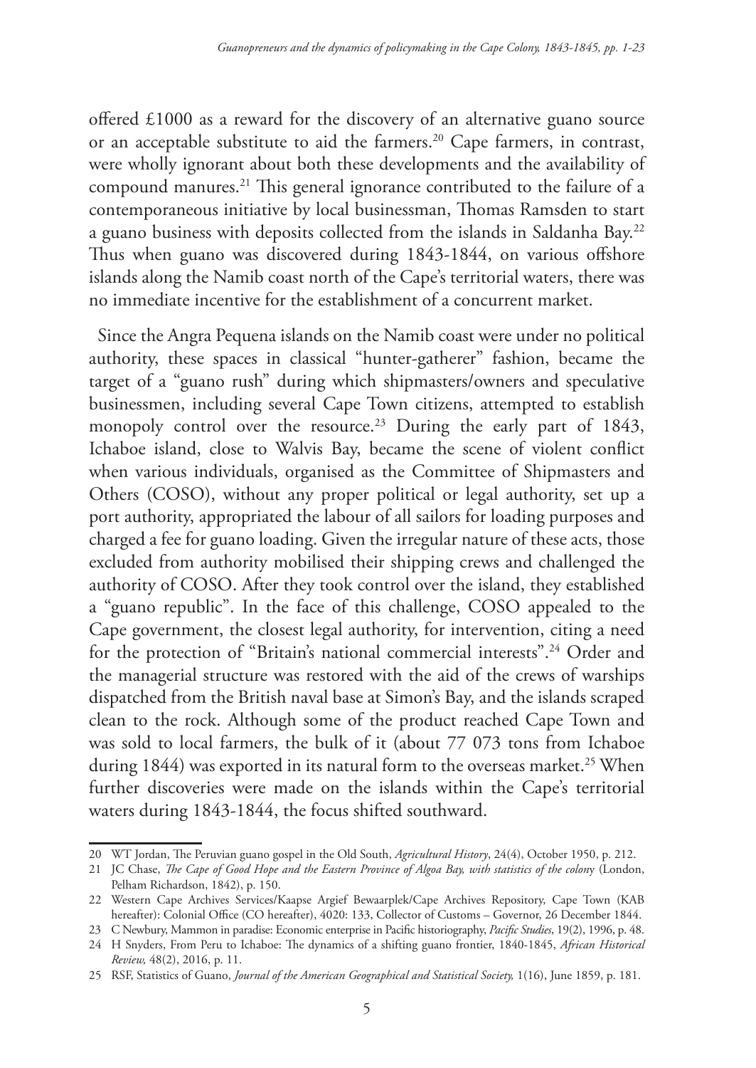offered £1000 as a reward for the discovery of an alternative guano source or an acceptable substitute to aid the farmers.[20] Cape farmers, in contrast, were wholly ignorant about both these developments and the availability of compound manures.[21] This general ignorance contributed to the failure of a contemporaneous initiative by local businessman, Thomas Ramsden to start a guano business with deposits collected from the islands in Saldanha Bay.[22] Thus when guano was discovered during 1843-1844, on various offshore islands along the Namib coast north of the Cape's territorial waters, there was no immediate incentive for the establishment of a concurrent market.

Since the Angra Pequena islands on the Namib coast were under no political authority, these spaces in classical "hunter-gatherer" fashion, became the target of a "guano rush" during which shipmasters/owners and speculative businessmen, including several Cape Town citizens, attempted to establish monopoly control over the resource.[23] During the early part of 1843, Ichaboe island, close to Walvis Bay, became the scene of violent conflict when various individuals, organised as the Committee of Shipmasters and Others (COSO), without any proper political or legal authority, set up a port authority, appropriated the labour of all sailors for loading purposes and charged a fee for guano loading. Given the irregular nature of these acts, those excluded from authority mobilised their shipping crews and challenged the authority of COSO. After they took control over the island, they established a "guano republic". In the face of this challenge, COSO appealed to the Cape government, the closest legal authority, for intervention, citing a need for the protection of "Britain's national commercial interests".[24] Order and the managerial structure was restored with the aid of the crews of warships dispatched from the British naval base at Simon's Bay, and the islands scraped clean to the rock. Although some of the product reached Cape Town and was sold to local farmers, the bulk of it (about 77 073 tons from Ichaboe during 1844) was exported in its natural form to the overseas market.[25] When further discoveries were made on the islands within the Cape's territorial waters during 1843-1844, the focus shifted southward.

---

20 WT Jordan, The Peruvian guano gospel in the Old South, *Agricultural History*, 24(4), October 1950, p. 212.

21 JC Chase, *The Cape of Good Hope and the Eastern Province of Algoa Bay, with statistics of the colony* (London, Pelham Richardson, 1842), p. 150.

22 Western Cape Archives Services/Kaapse Argief Bewaarplek/Cape Archives Repository, Cape Town (KAB hereafter): Colonial Office (CO hereafter), 4020: 133, Collector of Customs – Governor, 26 December 1844.

23 C Newbury, Mammon in paradise: Economic enterprise in Pacific historiography, *Pacific Studies*, 19(2), 1996, p. 48.

24 H Snyders, From Peru to Ichaboe: The dynamics of a shifting guano frontier, 1840-1845, *African Historical Review*, 48(2), 2016, p. 11.

25 RSF, Statistics of Guano, *Journal of the American Geographical and Statistical Society*, 1(16), June 1859, p. 181.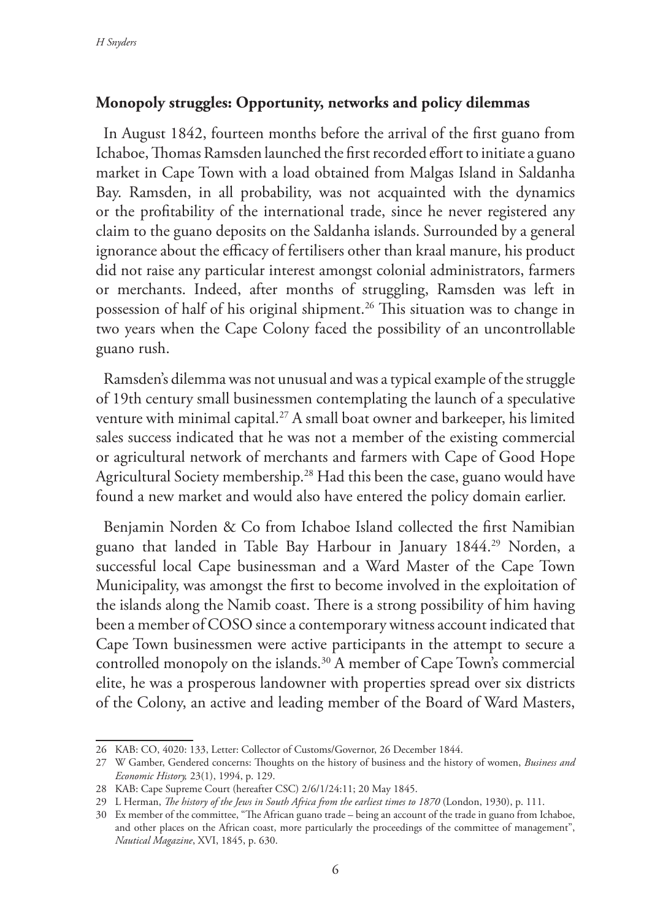## Monopoly struggles: Opportunity, networks and policy dilemmas

In August 1842, fourteen months before the arrival of the first guano from Ichaboe, Thomas Ramsden launched the first recorded effort to initiate a guano market in Cape Town with a load obtained from Malgas Island in Saldanha Bay. Ramsden, in all probability, was not acquainted with the dynamics or the profitability of the international trade, since he never registered any claim to the guano deposits on the Saldanha islands. Surrounded by a general ignorance about the efficacy of fertilisers other than kraal manure, his product did not raise any particular interest amongst colonial administrators, farmers or merchants. Indeed, after months of struggling, Ramsden was left in possession of half of his original shipment.[26] This situation was to change in two years when the Cape Colony faced the possibility of an uncontrollable guano rush.

Ramsden's dilemma was not unusual and was a typical example of the struggle of 19th century small businessmen contemplating the launch of a speculative venture with minimal capital.[27] A small boat owner and barkeeper, his limited sales success indicated that he was not a member of the existing commercial or agricultural network of merchants and farmers with Cape of Good Hope Agricultural Society membership.[28] Had this been the case, guano would have found a new market and would also have entered the policy domain earlier.

Benjamin Norden & Co from Ichaboe Island collected the first Namibian guano that landed in Table Bay Harbour in January 1844.[29] Norden, a successful local Cape businessman and a Ward Master of the Cape Town Municipality, was amongst the first to become involved in the exploitation of the islands along the Namib coast. There is a strong possibility of him having been a member of COSO since a contemporary witness account indicated that Cape Town businessmen were active participants in the attempt to secure a controlled monopoly on the islands.[30] A member of Cape Town's commercial elite, he was a prosperous landowner with properties spread over six districts of the Colony, an active and leading member of the Board of Ward Masters,

---

26 KAB: CO, 4020: 133, Letter: Collector of Customs/Governor, 26 December 1844.

27 W Gamber, Gendered concerns: Thoughts on the history of business and the history of women, *Business and Economic History,* 23(1), 1994, p. 129.

28 KAB: Cape Supreme Court (hereafter CSC) 2/6/1/24:11; 20 May 1845.

29 L Herman, *The history of the Jews in South Africa from the earliest times to 1870* (London, 1930), p. 111.

30 Ex member of the committee, "The African guano trade – being an account of the trade in guano from Ichaboe, and other places on the African coast, more particularly the proceedings of the committee of management", *Nautical Magazine*, XVI, 1845, p. 630.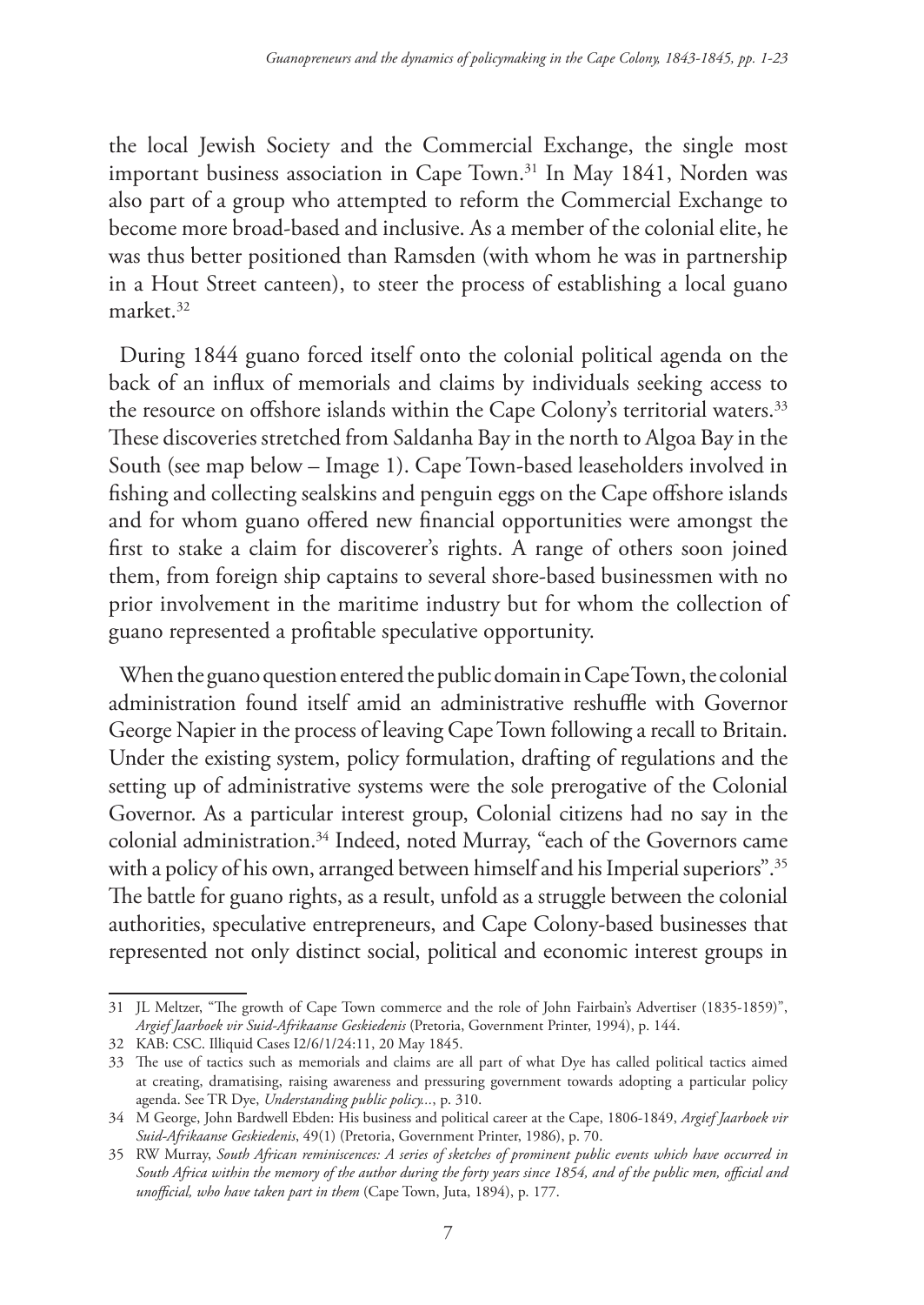the local Jewish Society and the Commercial Exchange, the single most important business association in Cape Town.[31] In May 1841, Norden was also part of a group who attempted to reform the Commercial Exchange to become more broad-based and inclusive. As a member of the colonial elite, he was thus better positioned than Ramsden (with whom he was in partnership in a Hout Street canteen), to steer the process of establishing a local guano market.[32]

During 1844 guano forced itself onto the colonial political agenda on the back of an influx of memorials and claims by individuals seeking access to the resource on offshore islands within the Cape Colony's territorial waters.[33] These discoveries stretched from Saldanha Bay in the north to Algoa Bay in the South (see map below – Image 1). Cape Town-based leaseholders involved in fishing and collecting sealskins and penguin eggs on the Cape offshore islands and for whom guano offered new financial opportunities were amongst the first to stake a claim for discoverer's rights. A range of others soon joined them, from foreign ship captains to several shore-based businessmen with no prior involvement in the maritime industry but for whom the collection of guano represented a profitable speculative opportunity.

When the guano question entered the public domain in Cape Town, the colonial administration found itself amid an administrative reshuffle with Governor George Napier in the process of leaving Cape Town following a recall to Britain. Under the existing system, policy formulation, drafting of regulations and the setting up of administrative systems were the sole prerogative of the Colonial Governor. As a particular interest group, Colonial citizens had no say in the colonial administration.[34] Indeed, noted Murray, "each of the Governors came with a policy of his own, arranged between himself and his Imperial superiors".[35] The battle for guano rights, as a result, unfold as a struggle between the colonial authorities, speculative entrepreneurs, and Cape Colony-based businesses that represented not only distinct social, political and economic interest groups in

---

31 JL Meltzer, "The growth of Cape Town commerce and the role of John Fairbain's Advertiser (1835-1859)", *Argief Jaarboek vir Suid-Afrikaanse Geskiedenis* (Pretoria, Government Printer, 1994), p. 144.

32 KAB: CSC. Illiquid Cases I2/6/1/24:11, 20 May 1845.

33 The use of tactics such as memorials and claims are all part of what Dye has called political tactics aimed at creating, dramatising, raising awareness and pressuring government towards adopting a particular policy agenda. See TR Dye, *Understanding public policy...*, p. 310.

34 M George, John Bardwell Ebden: His business and political career at the Cape, 1806-1849, *Argief Jaarboek vir Suid-Afrikaanse Geskiedenis*, 49(1) (Pretoria, Government Printer, 1986), p. 70.

35 RW Murray, *South African reminiscences: A series of sketches of prominent public events which have occurred in South Africa within the memory of the author during the forty years since 1854, and of the public men, official and unofficial, who have taken part in them* (Cape Town, Juta, 1894), p. 177.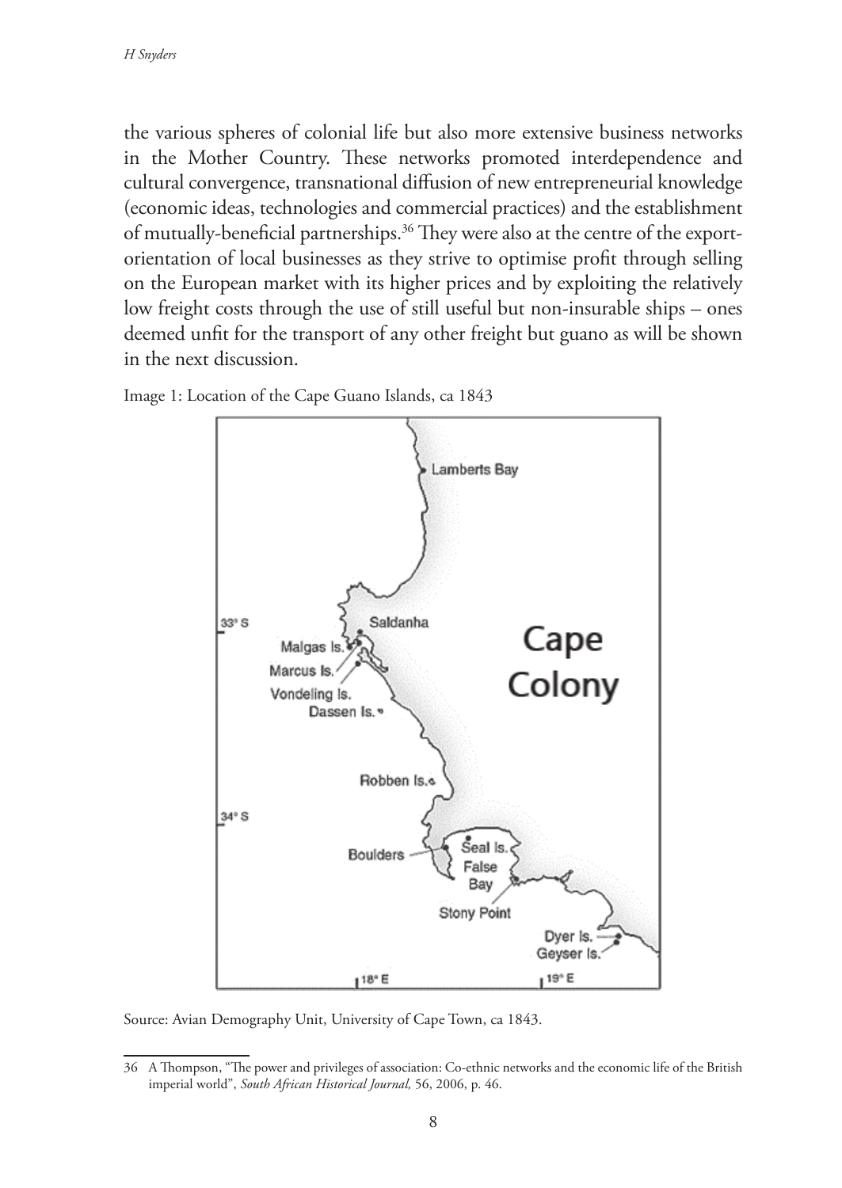the various spheres of colonial life but also more extensive business networks in the Mother Country. These networks promoted interdependence and cultural convergence, transnational diffusion of new entrepreneurial knowledge (economic ideas, technologies and commercial practices) and the establishment of mutually-beneficial partnerships.[36] They were also at the centre of the export-orientation of local businesses as they strive to optimise profit through selling on the European market with its higher prices and by exploiting the relatively low freight costs through the use of still useful but non-insurable ships – ones deemed unfit for the transport of any other freight but guano as will be shown in the next discussion.

Image 1: Location of the Cape Guano Islands, ca 1843

Source: Avian Demography Unit, University of Cape Town, ca 1843.

---

36 A Thompson, "The power and privileges of association: Co-ethnic networks and the economic life of the British imperial world", *South African Historical Journal,* 56, 2006, p. 46.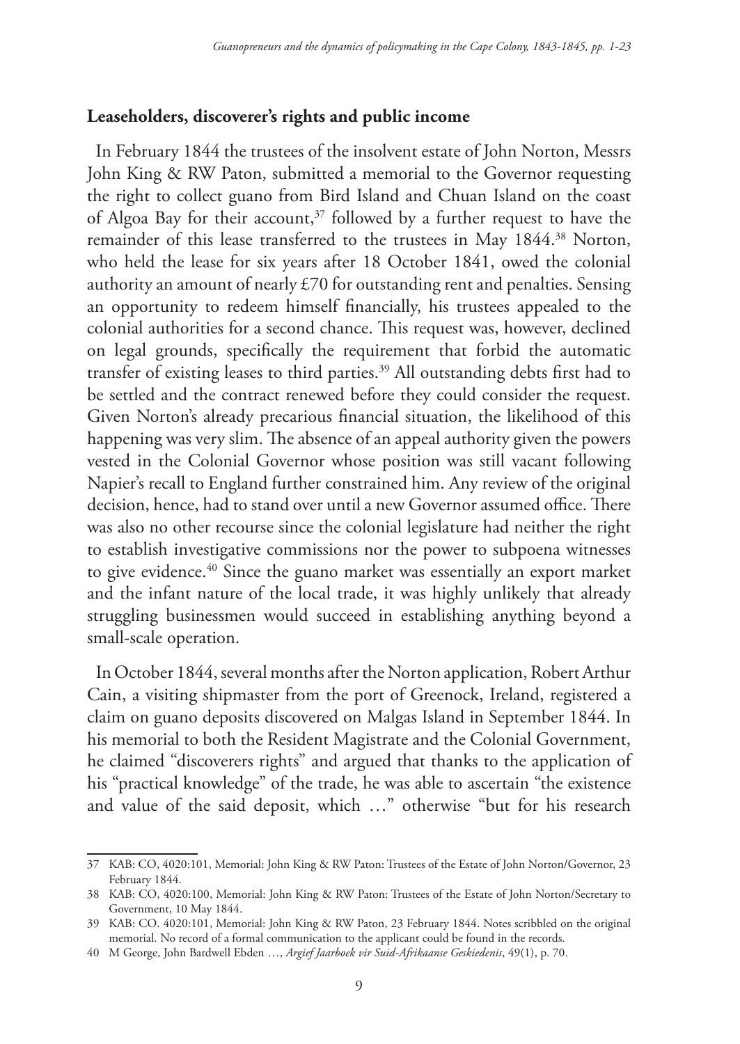## Leaseholders, discoverer's rights and public income

In February 1844 the trustees of the insolvent estate of John Norton, Messrs John King & RW Paton, submitted a memorial to the Governor requesting the right to collect guano from Bird Island and Chuan Island on the coast of Algoa Bay for their account,[37] followed by a further request to have the remainder of this lease transferred to the trustees in May 1844.[38] Norton, who held the lease for six years after 18 October 1841, owed the colonial authority an amount of nearly £70 for outstanding rent and penalties. Sensing an opportunity to redeem himself financially, his trustees appealed to the colonial authorities for a second chance. This request was, however, declined on legal grounds, specifically the requirement that forbid the automatic transfer of existing leases to third parties.[39] All outstanding debts first had to be settled and the contract renewed before they could consider the request. Given Norton's already precarious financial situation, the likelihood of this happening was very slim. The absence of an appeal authority given the powers vested in the Colonial Governor whose position was still vacant following Napier's recall to England further constrained him. Any review of the original decision, hence, had to stand over until a new Governor assumed office. There was also no other recourse since the colonial legislature had neither the right to establish investigative commissions nor the power to subpoena witnesses to give evidence.[40] Since the guano market was essentially an export market and the infant nature of the local trade, it was highly unlikely that already struggling businessmen would succeed in establishing anything beyond a small-scale operation.

In October 1844, several months after the Norton application, Robert Arthur Cain, a visiting shipmaster from the port of Greenock, Ireland, registered a claim on guano deposits discovered on Malgas Island in September 1844. In his memorial to both the Resident Magistrate and the Colonial Government, he claimed "discoverers rights" and argued that thanks to the application of his "practical knowledge" of the trade, he was able to ascertain "the existence and value of the said deposit, which …" otherwise "but for his research

---

37 KAB: CO, 4020:101, Memorial: John King & RW Paton: Trustees of the Estate of John Norton/Governor, 23 February 1844.

38 KAB: CO, 4020:100, Memorial: John King & RW Paton: Trustees of the Estate of John Norton/Secretary to Government, 10 May 1844.

39 KAB: CO. 4020:101, Memorial: John King & RW Paton, 23 February 1844. Notes scribbled on the original memorial. No record of a formal communication to the applicant could be found in the records.

40 M George, John Bardwell Ebden …, *Argief Jaarboek vir Suid-Afrikaanse Geskiedenis*, 49(1), p. 70.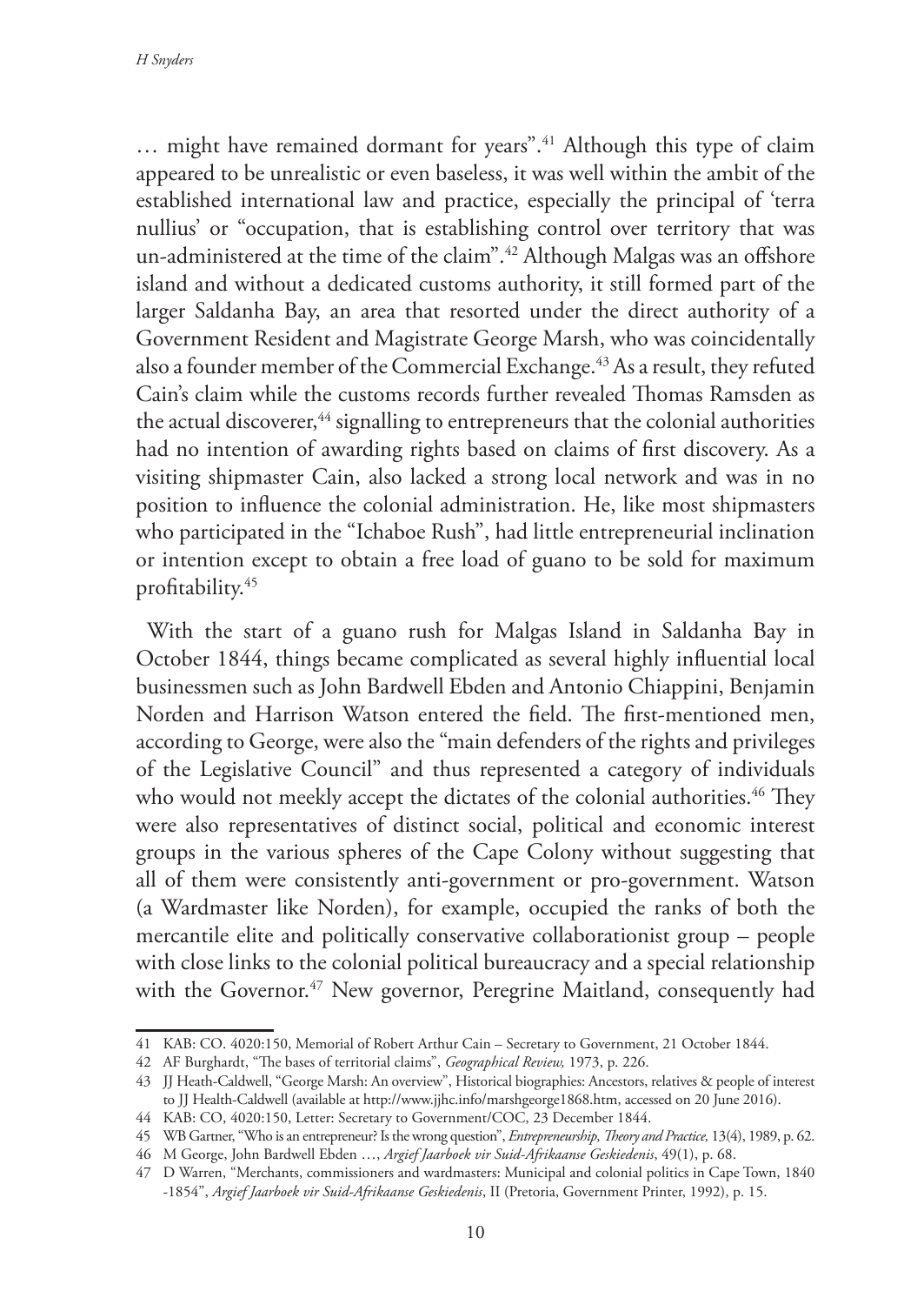… might have remained dormant for years".[41] Although this type of claim appeared to be unrealistic or even baseless, it was well within the ambit of the established international law and practice, especially the principal of 'terra nullius' or "occupation, that is establishing control over territory that was un-administered at the time of the claim".[42] Although Malgas was an offshore island and without a dedicated customs authority, it still formed part of the larger Saldanha Bay, an area that resorted under the direct authority of a Government Resident and Magistrate George Marsh, who was coincidentally also a founder member of the Commercial Exchange.[43] As a result, they refuted Cain's claim while the customs records further revealed Thomas Ramsden as the actual discoverer,[44] signalling to entrepreneurs that the colonial authorities had no intention of awarding rights based on claims of first discovery. As a visiting shipmaster Cain, also lacked a strong local network and was in no position to influence the colonial administration. He, like most shipmasters who participated in the "Ichaboe Rush", had little entrepreneurial inclination or intention except to obtain a free load of guano to be sold for maximum profitability.[45]

With the start of a guano rush for Malgas Island in Saldanha Bay in October 1844, things became complicated as several highly influential local businessmen such as John Bardwell Ebden and Antonio Chiappini, Benjamin Norden and Harrison Watson entered the field. The first-mentioned men, according to George, were also the "main defenders of the rights and privileges of the Legislative Council" and thus represented a category of individuals who would not meekly accept the dictates of the colonial authorities.[46] They were also representatives of distinct social, political and economic interest groups in the various spheres of the Cape Colony without suggesting that all of them were consistently anti-government or pro-government. Watson (a Wardmaster like Norden), for example, occupied the ranks of both the mercantile elite and politically conservative collaborationist group – people with close links to the colonial political bureaucracy and a special relationship with the Governor.[47] New governor, Peregrine Maitland, consequently had

---

41 KAB: CO. 4020:150, Memorial of Robert Arthur Cain – Secretary to Government, 21 October 1844.

42 AF Burghardt, "The bases of territorial claims", *Geographical Review,* 1973, p. 226.

43 JJ Heath-Caldwell, "George Marsh: An overview", Historical biographies: Ancestors, relatives & people of interest to JJ Health-Caldwell (available at http://www.jjhc.info/marshgeorge1868.htm, accessed on 20 June 2016).

44 KAB: CO, 4020:150, Letter: Secretary to Government/COC, 23 December 1844.

45 WB Gartner, "Who is an entrepreneur? Is the wrong question", *Entrepreneurship, Theory and Practice,* 13(4), 1989, p. 62.

46 M George, John Bardwell Ebden …, *Argief Jaarboek vir Suid-Afrikaanse Geskiedenis*, 49(1), p. 68.

47 D Warren, "Merchants, commissioners and wardmasters: Municipal and colonial politics in Cape Town, 1840 -1854", *Argief Jaarboek vir Suid-Afrikaanse Geskiedenis*, II (Pretoria, Government Printer, 1992), p. 15.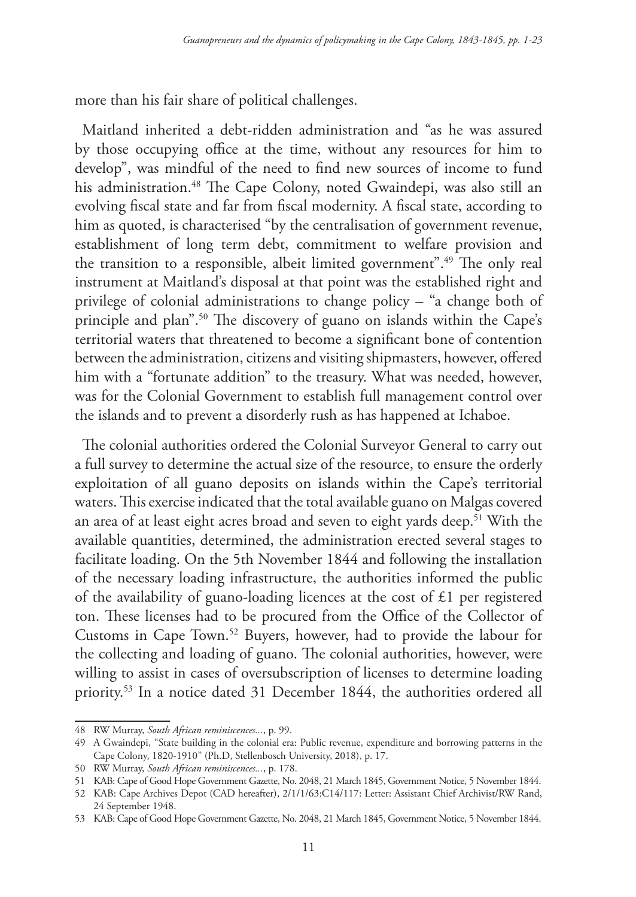more than his fair share of political challenges.

Maitland inherited a debt-ridden administration and "as he was assured by those occupying office at the time, without any resources for him to develop", was mindful of the need to find new sources of income to fund his administration.[48] The Cape Colony, noted Gwaindepi, was also still an evolving fiscal state and far from fiscal modernity. A fiscal state, according to him as quoted, is characterised "by the centralisation of government revenue, establishment of long term debt, commitment to welfare provision and the transition to a responsible, albeit limited government".[49] The only real instrument at Maitland's disposal at that point was the established right and privilege of colonial administrations to change policy – "a change both of principle and plan".[50] The discovery of guano on islands within the Cape's territorial waters that threatened to become a significant bone of contention between the administration, citizens and visiting shipmasters, however, offered him with a "fortunate addition" to the treasury. What was needed, however, was for the Colonial Government to establish full management control over the islands and to prevent a disorderly rush as has happened at Ichaboe.

The colonial authorities ordered the Colonial Surveyor General to carry out a full survey to determine the actual size of the resource, to ensure the orderly exploitation of all guano deposits on islands within the Cape's territorial waters. This exercise indicated that the total available guano on Malgas covered an area of at least eight acres broad and seven to eight yards deep.[51] With the available quantities, determined, the administration erected several stages to facilitate loading. On the 5th November 1844 and following the installation of the necessary loading infrastructure, the authorities informed the public of the availability of guano-loading licences at the cost of £1 per registered ton. These licenses had to be procured from the Office of the Collector of Customs in Cape Town.[52] Buyers, however, had to provide the labour for the collecting and loading of guano. The colonial authorities, however, were willing to assist in cases of oversubscription of licenses to determine loading priority.[53] In a notice dated 31 December 1844, the authorities ordered all

---

48 RW Murray, *South African reminiscences...*, p. 99.

49 A Gwaindepi, "State building in the colonial era: Public revenue, expenditure and borrowing patterns in the Cape Colony, 1820-1910" (Ph.D, Stellenbosch University, 2018), p. 17.

50 RW Murray, *South African reminiscences...*, p. 178.

51 KAB: Cape of Good Hope Government Gazette, No. 2048, 21 March 1845, Government Notice, 5 November 1844.

52 KAB: Cape Archives Depot (CAD hereafter), 2/1/1/63:C14/117: Letter: Assistant Chief Archivist/RW Rand, 24 September 1948.

53 KAB: Cape of Good Hope Government Gazette, No. 2048, 21 March 1845, Government Notice, 5 November 1844.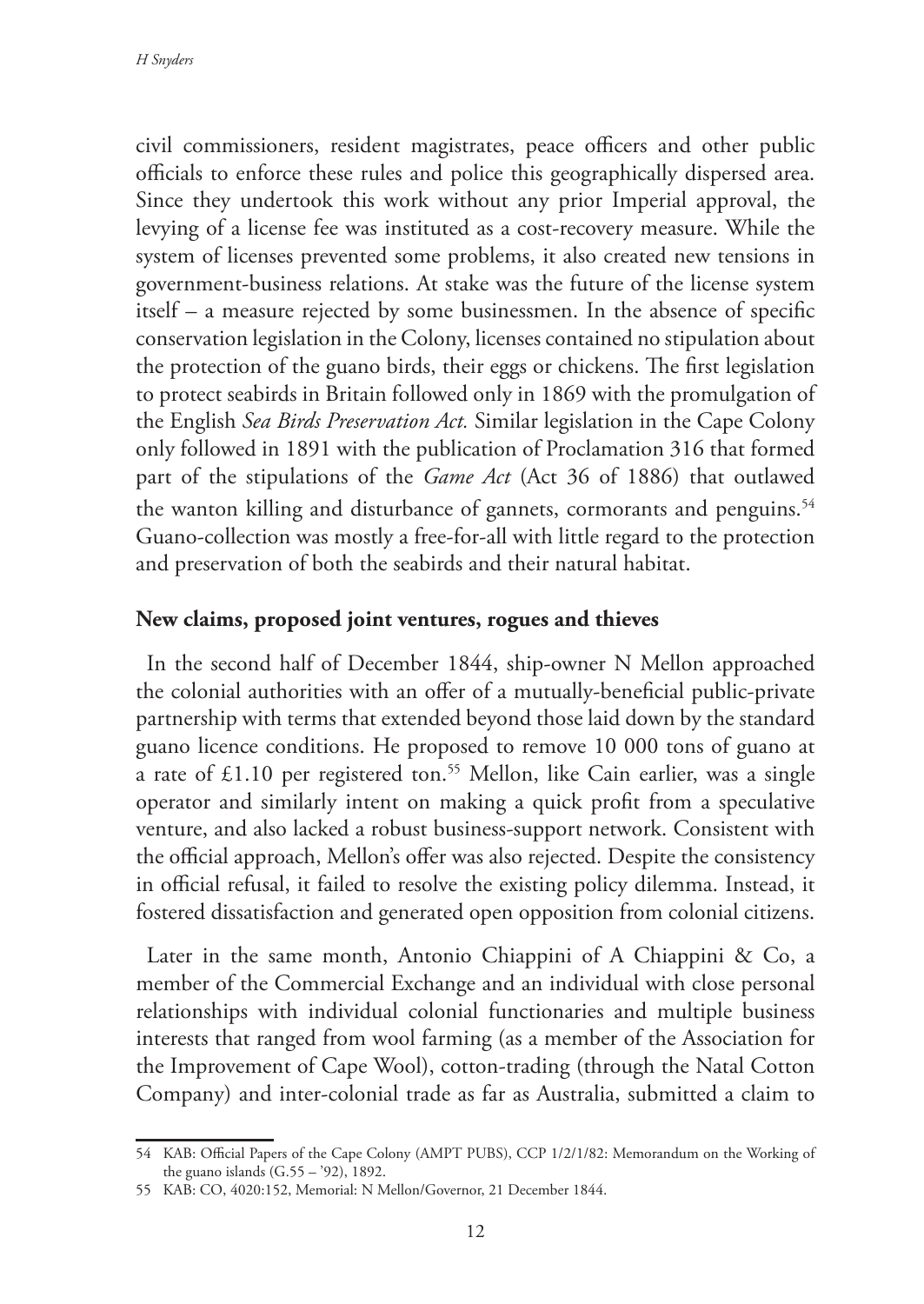civil commissioners, resident magistrates, peace officers and other public officials to enforce these rules and police this geographically dispersed area. Since they undertook this work without any prior Imperial approval, the levying of a license fee was instituted as a cost-recovery measure. While the system of licenses prevented some problems, it also created new tensions in government-business relations. At stake was the future of the license system itself – a measure rejected by some businessmen. In the absence of specific conservation legislation in the Colony, licenses contained no stipulation about the protection of the guano birds, their eggs or chickens. The first legislation to protect seabirds in Britain followed only in 1869 with the promulgation of the English *Sea Birds Preservation Act.* Similar legislation in the Cape Colony only followed in 1891 with the publication of Proclamation 316 that formed part of the stipulations of the *Game Act* (Act 36 of 1886) that outlawed the wanton killing and disturbance of gannets, cormorants and penguins.[54] Guano-collection was mostly a free-for-all with little regard to the protection and preservation of both the seabirds and their natural habitat.

## New claims, proposed joint ventures, rogues and thieves

In the second half of December 1844, ship-owner N Mellon approached the colonial authorities with an offer of a mutually-beneficial public-private partnership with terms that extended beyond those laid down by the standard guano licence conditions. He proposed to remove 10 000 tons of guano at a rate of £1.10 per registered ton.[55] Mellon, like Cain earlier, was a single operator and similarly intent on making a quick profit from a speculative venture, and also lacked a robust business-support network. Consistent with the official approach, Mellon's offer was also rejected. Despite the consistency in official refusal, it failed to resolve the existing policy dilemma. Instead, it fostered dissatisfaction and generated open opposition from colonial citizens.

Later in the same month, Antonio Chiappini of A Chiappini & Co, a member of the Commercial Exchange and an individual with close personal relationships with individual colonial functionaries and multiple business interests that ranged from wool farming (as a member of the Association for the Improvement of Cape Wool), cotton-trading (through the Natal Cotton Company) and inter-colonial trade as far as Australia, submitted a claim to

---

54 KAB: Official Papers of the Cape Colony (AMPT PUBS), CCP 1/2/1/82: Memorandum on the Working of the guano islands (G.55 – '92), 1892.

55 KAB: CO, 4020:152, Memorial: N Mellon/Governor, 21 December 1844.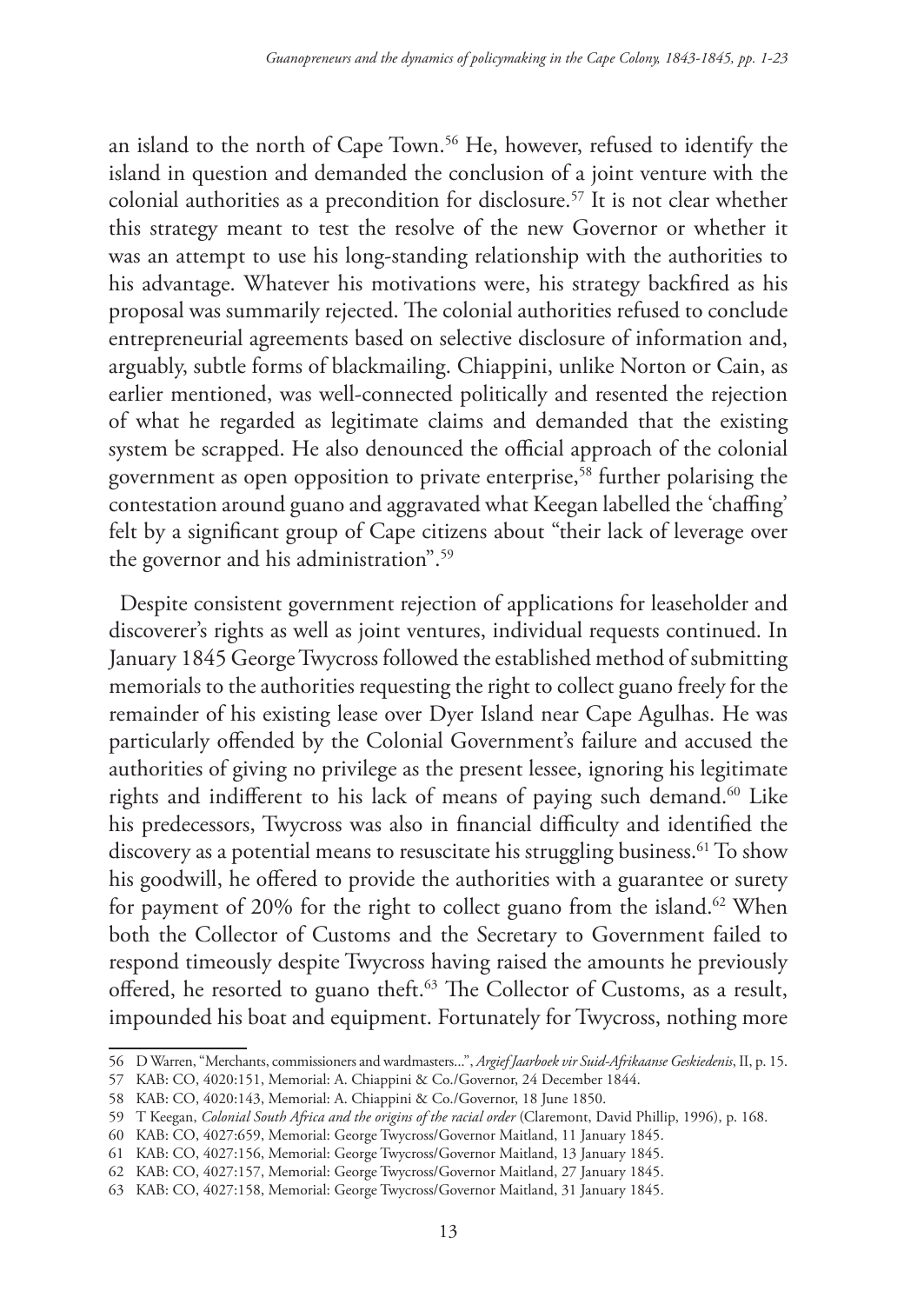an island to the north of Cape Town.[56] He, however, refused to identify the island in question and demanded the conclusion of a joint venture with the colonial authorities as a precondition for disclosure.[57] It is not clear whether this strategy meant to test the resolve of the new Governor or whether it was an attempt to use his long-standing relationship with the authorities to his advantage. Whatever his motivations were, his strategy backfired as his proposal was summarily rejected. The colonial authorities refused to conclude entrepreneurial agreements based on selective disclosure of information and, arguably, subtle forms of blackmailing. Chiappini, unlike Norton or Cain, as earlier mentioned, was well-connected politically and resented the rejection of what he regarded as legitimate claims and demanded that the existing system be scrapped. He also denounced the official approach of the colonial government as open opposition to private enterprise,[58] further polarising the contestation around guano and aggravated what Keegan labelled the 'chaffing' felt by a significant group of Cape citizens about "their lack of leverage over the governor and his administration".[59]

Despite consistent government rejection of applications for leaseholder and discoverer's rights as well as joint ventures, individual requests continued. In January 1845 George Twycross followed the established method of submitting memorials to the authorities requesting the right to collect guano freely for the remainder of his existing lease over Dyer Island near Cape Agulhas. He was particularly offended by the Colonial Government's failure and accused the authorities of giving no privilege as the present lessee, ignoring his legitimate rights and indifferent to his lack of means of paying such demand.[60] Like his predecessors, Twycross was also in financial difficulty and identified the discovery as a potential means to resuscitate his struggling business.[61] To show his goodwill, he offered to provide the authorities with a guarantee or surety for payment of 20% for the right to collect guano from the island.[62] When both the Collector of Customs and the Secretary to Government failed to respond timeously despite Twycross having raised the amounts he previously offered, he resorted to guano theft.[63] The Collector of Customs, as a result, impounded his boat and equipment. Fortunately for Twycross, nothing more

56 D Warren, "Merchants, commissioners and wardmasters...", *Argief Jaarboek vir Suid-Afrikaanse Geskiedenis*, II, p. 15.

57 KAB: CO, 4020:151, Memorial: A. Chiappini & Co./Governor, 24 December 1844.

58 KAB: CO, 4020:143, Memorial: A. Chiappini & Co./Governor, 18 June 1850.

59 T Keegan, *Colonial South Africa and the origins of the racial order* (Claremont, David Phillip, 1996), p. 168.

60 KAB: CO, 4027:659, Memorial: George Twycross/Governor Maitland, 11 January 1845.

61 KAB: CO, 4027:156, Memorial: George Twycross/Governor Maitland, 13 January 1845.

62 KAB: CO, 4027:157, Memorial: George Twycross/Governor Maitland, 27 January 1845.

63 KAB: CO, 4027:158, Memorial: George Twycross/Governor Maitland, 31 January 1845.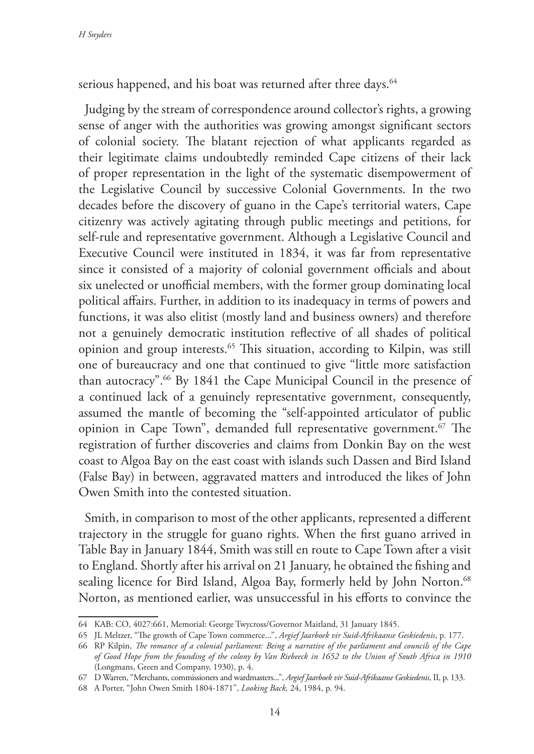serious happened, and his boat was returned after three days.[64]

Judging by the stream of correspondence around collector's rights, a growing sense of anger with the authorities was growing amongst significant sectors of colonial society. The blatant rejection of what applicants regarded as their legitimate claims undoubtedly reminded Cape citizens of their lack of proper representation in the light of the systematic disempowerment of the Legislative Council by successive Colonial Governments. In the two decades before the discovery of guano in the Cape's territorial waters, Cape citizenry was actively agitating through public meetings and petitions, for self-rule and representative government. Although a Legislative Council and Executive Council were instituted in 1834, it was far from representative since it consisted of a majority of colonial government officials and about six unelected or unofficial members, with the former group dominating local political affairs. Further, in addition to its inadequacy in terms of powers and functions, it was also elitist (mostly land and business owners) and therefore not a genuinely democratic institution reflective of all shades of political opinion and group interests.[65] This situation, according to Kilpin, was still one of bureaucracy and one that continued to give "little more satisfaction than autocracy".[66] By 1841 the Cape Municipal Council in the presence of a continued lack of a genuinely representative government, consequently, assumed the mantle of becoming the "self-appointed articulator of public opinion in Cape Town", demanded full representative government.[67] The registration of further discoveries and claims from Donkin Bay on the west coast to Algoa Bay on the east coast with islands such Dassen and Bird Island (False Bay) in between, aggravated matters and introduced the likes of John Owen Smith into the contested situation.

Smith, in comparison to most of the other applicants, represented a different trajectory in the struggle for guano rights. When the first guano arrived in Table Bay in January 1844, Smith was still en route to Cape Town after a visit to England. Shortly after his arrival on 21 January, he obtained the fishing and sealing licence for Bird Island, Algoa Bay, formerly held by John Norton.[68] Norton, as mentioned earlier, was unsuccessful in his efforts to convince the

---

64 KAB: CO, 4027:661, Memorial: George Twycross/Governor Maitland, 31 January 1845.

65 JL Meltzer, "The growth of Cape Town commerce...", *Argief Jaarboek vir Suid-Afrikaanse Geskiedenis*, p. 177.

66 RP Kilpin, *The romance of a colonial parliament: Being a narrative of the parliament and councils of the Cape of Good Hope from the founding of the colony by Van Riebeeck in 1652 to the Union of South Africa in 1910* (Longmans, Green and Company, 1930), p. 4.

67 D Warren, "Merchants, commissioners and wardmasters...", *Argief Jaarboek vir Suid-Afrikaanse Geskiedenis*, II, p. 133.

68 A Porter, "John Owen Smith 1804-1871", *Looking Back,* 24, 1984, p. 94.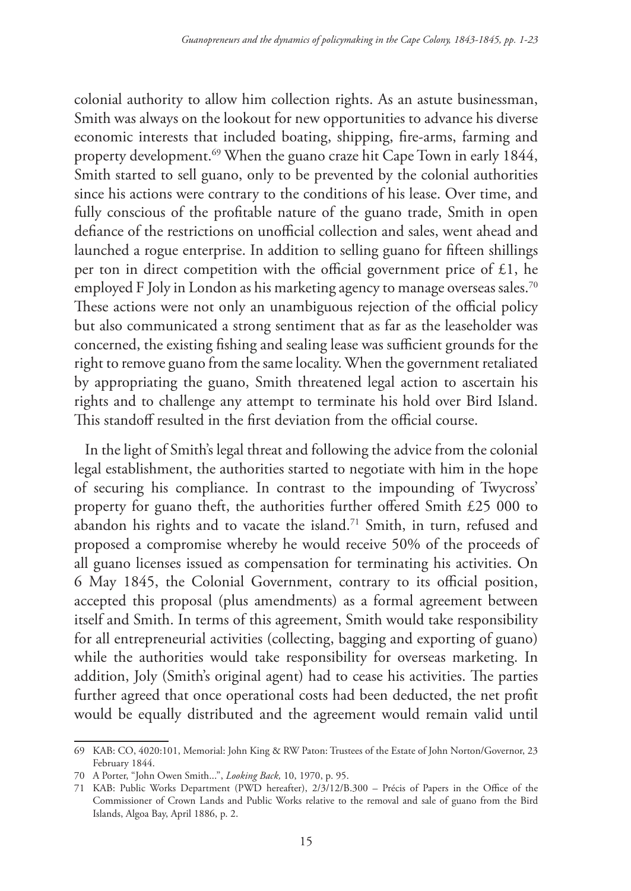colonial authority to allow him collection rights. As an astute businessman, Smith was always on the lookout for new opportunities to advance his diverse economic interests that included boating, shipping, fire-arms, farming and property development.[69] When the guano craze hit Cape Town in early 1844, Smith started to sell guano, only to be prevented by the colonial authorities since his actions were contrary to the conditions of his lease. Over time, and fully conscious of the profitable nature of the guano trade, Smith in open defiance of the restrictions on unofficial collection and sales, went ahead and launched a rogue enterprise. In addition to selling guano for fifteen shillings per ton in direct competition with the official government price of £1, he employed F Joly in London as his marketing agency to manage overseas sales.[70] These actions were not only an unambiguous rejection of the official policy but also communicated a strong sentiment that as far as the leaseholder was concerned, the existing fishing and sealing lease was sufficient grounds for the right to remove guano from the same locality. When the government retaliated by appropriating the guano, Smith threatened legal action to ascertain his rights and to challenge any attempt to terminate his hold over Bird Island. This standoff resulted in the first deviation from the official course.

In the light of Smith's legal threat and following the advice from the colonial legal establishment, the authorities started to negotiate with him in the hope of securing his compliance. In contrast to the impounding of Twycross' property for guano theft, the authorities further offered Smith £25 000 to abandon his rights and to vacate the island.[71] Smith, in turn, refused and proposed a compromise whereby he would receive 50% of the proceeds of all guano licenses issued as compensation for terminating his activities. On 6 May 1845, the Colonial Government, contrary to its official position, accepted this proposal (plus amendments) as a formal agreement between itself and Smith. In terms of this agreement, Smith would take responsibility for all entrepreneurial activities (collecting, bagging and exporting of guano) while the authorities would take responsibility for overseas marketing. In addition, Joly (Smith's original agent) had to cease his activities. The parties further agreed that once operational costs had been deducted, the net profit would be equally distributed and the agreement would remain valid until

---

69 KAB: CO, 4020:101, Memorial: John King & RW Paton: Trustees of the Estate of John Norton/Governor, 23 February 1844.

70 A Porter, "John Owen Smith...", *Looking Back,* 10, 1970, p. 95.

71 KAB: Public Works Department (PWD hereafter), 2/3/12/B.300 – Précis of Papers in the Office of the Commissioner of Crown Lands and Public Works relative to the removal and sale of guano from the Bird Islands, Algoa Bay, April 1886, p. 2.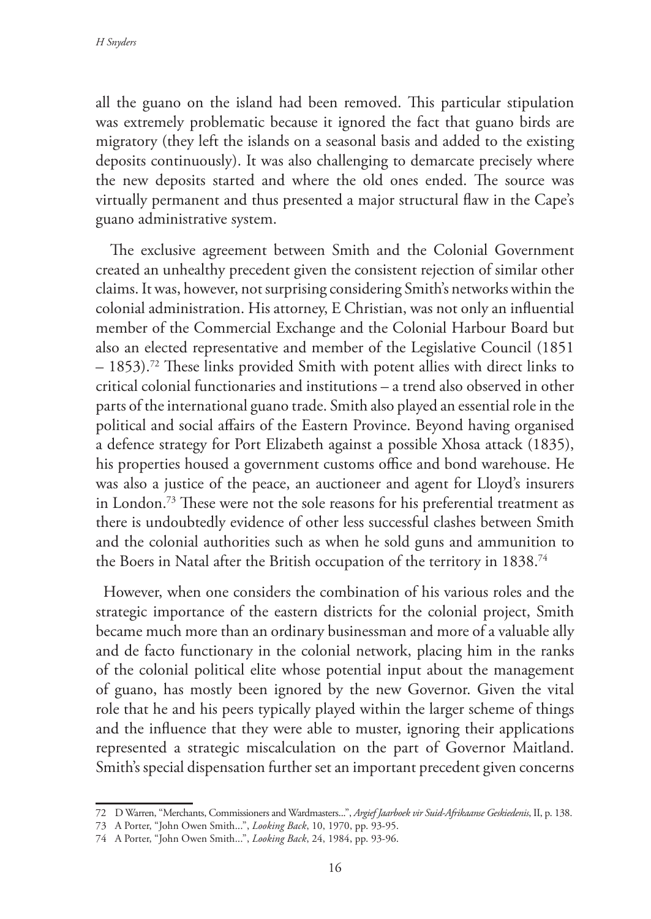all the guano on the island had been removed. This particular stipulation was extremely problematic because it ignored the fact that guano birds are migratory (they left the islands on a seasonal basis and added to the existing deposits continuously). It was also challenging to demarcate precisely where the new deposits started and where the old ones ended. The source was virtually permanent and thus presented a major structural flaw in the Cape's guano administrative system.

The exclusive agreement between Smith and the Colonial Government created an unhealthy precedent given the consistent rejection of similar other claims. It was, however, not surprising considering Smith's networks within the colonial administration. His attorney, E Christian, was not only an influential member of the Commercial Exchange and the Colonial Harbour Board but also an elected representative and member of the Legislative Council (1851 – 1853).[72] These links provided Smith with potent allies with direct links to critical colonial functionaries and institutions – a trend also observed in other parts of the international guano trade. Smith also played an essential role in the political and social affairs of the Eastern Province. Beyond having organised a defence strategy for Port Elizabeth against a possible Xhosa attack (1835), his properties housed a government customs office and bond warehouse. He was also a justice of the peace, an auctioneer and agent for Lloyd's insurers in London.[73] These were not the sole reasons for his preferential treatment as there is undoubtedly evidence of other less successful clashes between Smith and the colonial authorities such as when he sold guns and ammunition to the Boers in Natal after the British occupation of the territory in 1838.[74]

However, when one considers the combination of his various roles and the strategic importance of the eastern districts for the colonial project, Smith became much more than an ordinary businessman and more of a valuable ally and de facto functionary in the colonial network, placing him in the ranks of the colonial political elite whose potential input about the management of guano, has mostly been ignored by the new Governor. Given the vital role that he and his peers typically played within the larger scheme of things and the influence that they were able to muster, ignoring their applications represented a strategic miscalculation on the part of Governor Maitland. Smith's special dispensation further set an important precedent given concerns

---

72 D Warren, "Merchants, Commissioners and Wardmasters...", *Argief Jaarboek vir Suid-Afrikaanse Geskiedenis*, II, p. 138.

73 A Porter, "John Owen Smith...", *Looking Back*, 10, 1970, pp. 93-95.

74 A Porter, "John Owen Smith...", *Looking Back*, 24, 1984, pp. 93-96.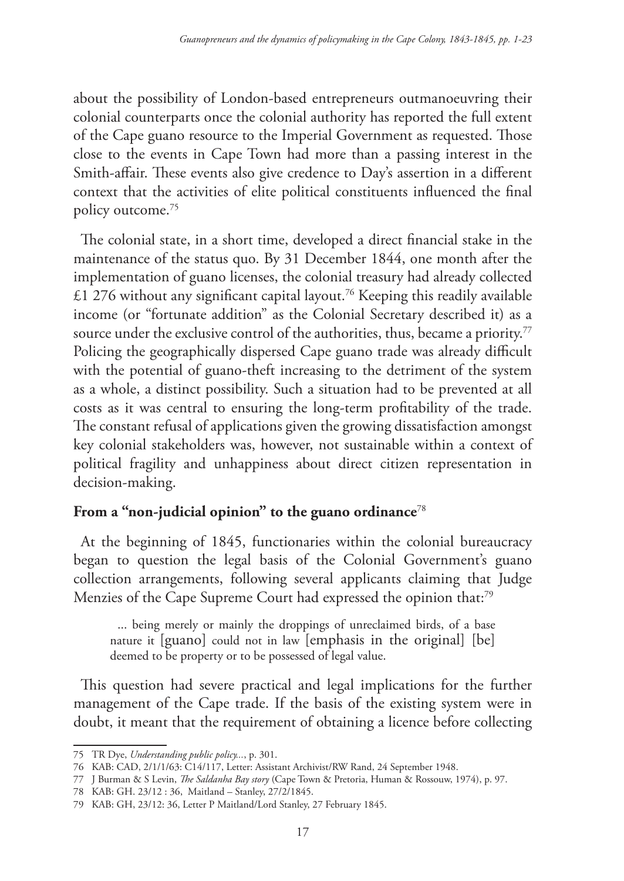about the possibility of London-based entrepreneurs outmanoeuvring their colonial counterparts once the colonial authority has reported the full extent of the Cape guano resource to the Imperial Government as requested. Those close to the events in Cape Town had more than a passing interest in the Smith-affair. These events also give credence to Day's assertion in a different context that the activities of elite political constituents influenced the final policy outcome.[75]

The colonial state, in a short time, developed a direct financial stake in the maintenance of the status quo. By 31 December 1844, one month after the implementation of guano licenses, the colonial treasury had already collected £1 276 without any significant capital layout.[76] Keeping this readily available income (or "fortunate addition" as the Colonial Secretary described it) as a source under the exclusive control of the authorities, thus, became a priority.[77] Policing the geographically dispersed Cape guano trade was already difficult with the potential of guano-theft increasing to the detriment of the system as a whole, a distinct possibility. Such a situation had to be prevented at all costs as it was central to ensuring the long-term profitability of the trade. The constant refusal of applications given the growing dissatisfaction amongst key colonial stakeholders was, however, not sustainable within a context of political fragility and unhappiness about direct citizen representation in decision-making.

## From a "non-judicial opinion" to the guano ordinance[78]

At the beginning of 1845, functionaries within the colonial bureaucracy began to question the legal basis of the Colonial Government's guano collection arrangements, following several applicants claiming that Judge Menzies of the Cape Supreme Court had expressed the opinion that:[79]

> ... being merely or mainly the droppings of unreclaimed birds, of a base nature it [guano] could not in law [emphasis in the original] [be] deemed to be property or to be possessed of legal value.

This question had severe practical and legal implications for the further management of the Cape trade. If the basis of the existing system were in doubt, it meant that the requirement of obtaining a licence before collecting

---

75 TR Dye, *Understanding public policy...*, p. 301.

76 KAB: CAD, 2/1/1/63: C14/117, Letter: Assistant Archivist/RW Rand, 24 September 1948.

77 J Burman & S Levin, *The Saldanha Bay story* (Cape Town & Pretoria, Human & Rossouw, 1974), p. 97.

78 KAB: GH. 23/12 : 36, Maitland – Stanley, 27/2/1845.

79 KAB: GH, 23/12: 36, Letter P Maitland/Lord Stanley, 27 February 1845.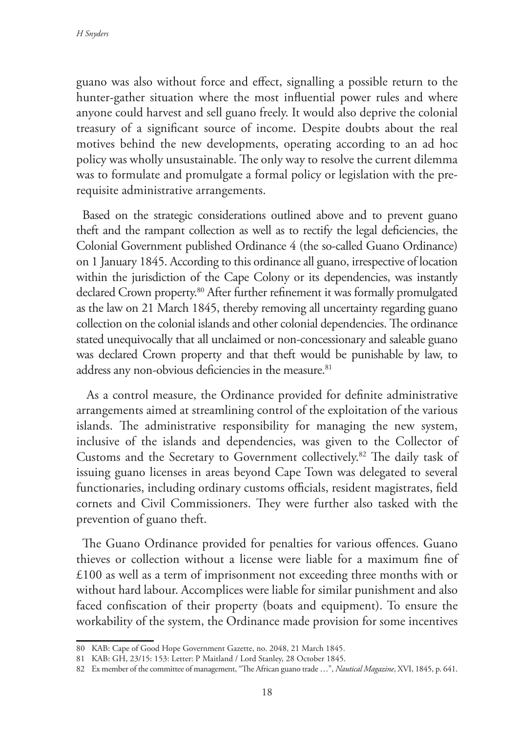guano was also without force and effect, signalling a possible return to the hunter-gather situation where the most influential power rules and where anyone could harvest and sell guano freely. It would also deprive the colonial treasury of a significant source of income. Despite doubts about the real motives behind the new developments, operating according to an ad hoc policy was wholly unsustainable. The only way to resolve the current dilemma was to formulate and promulgate a formal policy or legislation with the pre-requisite administrative arrangements.

Based on the strategic considerations outlined above and to prevent guano theft and the rampant collection as well as to rectify the legal deficiencies, the Colonial Government published Ordinance 4 (the so-called Guano Ordinance) on 1 January 1845. According to this ordinance all guano, irrespective of location within the jurisdiction of the Cape Colony or its dependencies, was instantly declared Crown property.[80] After further refinement it was formally promulgated as the law on 21 March 1845, thereby removing all uncertainty regarding guano collection on the colonial islands and other colonial dependencies. The ordinance stated unequivocally that all unclaimed or non-concessionary and saleable guano was declared Crown property and that theft would be punishable by law, to address any non-obvious deficiencies in the measure.[81]

As a control measure, the Ordinance provided for definite administrative arrangements aimed at streamlining control of the exploitation of the various islands. The administrative responsibility for managing the new system, inclusive of the islands and dependencies, was given to the Collector of Customs and the Secretary to Government collectively.[82] The daily task of issuing guano licenses in areas beyond Cape Town was delegated to several functionaries, including ordinary customs officials, resident magistrates, field cornets and Civil Commissioners. They were further also tasked with the prevention of guano theft.

The Guano Ordinance provided for penalties for various offences. Guano thieves or collection without a license were liable for a maximum fine of £100 as well as a term of imprisonment not exceeding three months with or without hard labour. Accomplices were liable for similar punishment and also faced confiscation of their property (boats and equipment). To ensure the workability of the system, the Ordinance made provision for some incentives

---

80 KAB: Cape of Good Hope Government Gazette, no. 2048, 21 March 1845.

81 KAB: GH, 23/15: 153: Letter: P Maitland / Lord Stanley, 28 October 1845.

82 Ex member of the committee of management, "The African guano trade …", *Nautical Magazine*, XVI, 1845, p. 641.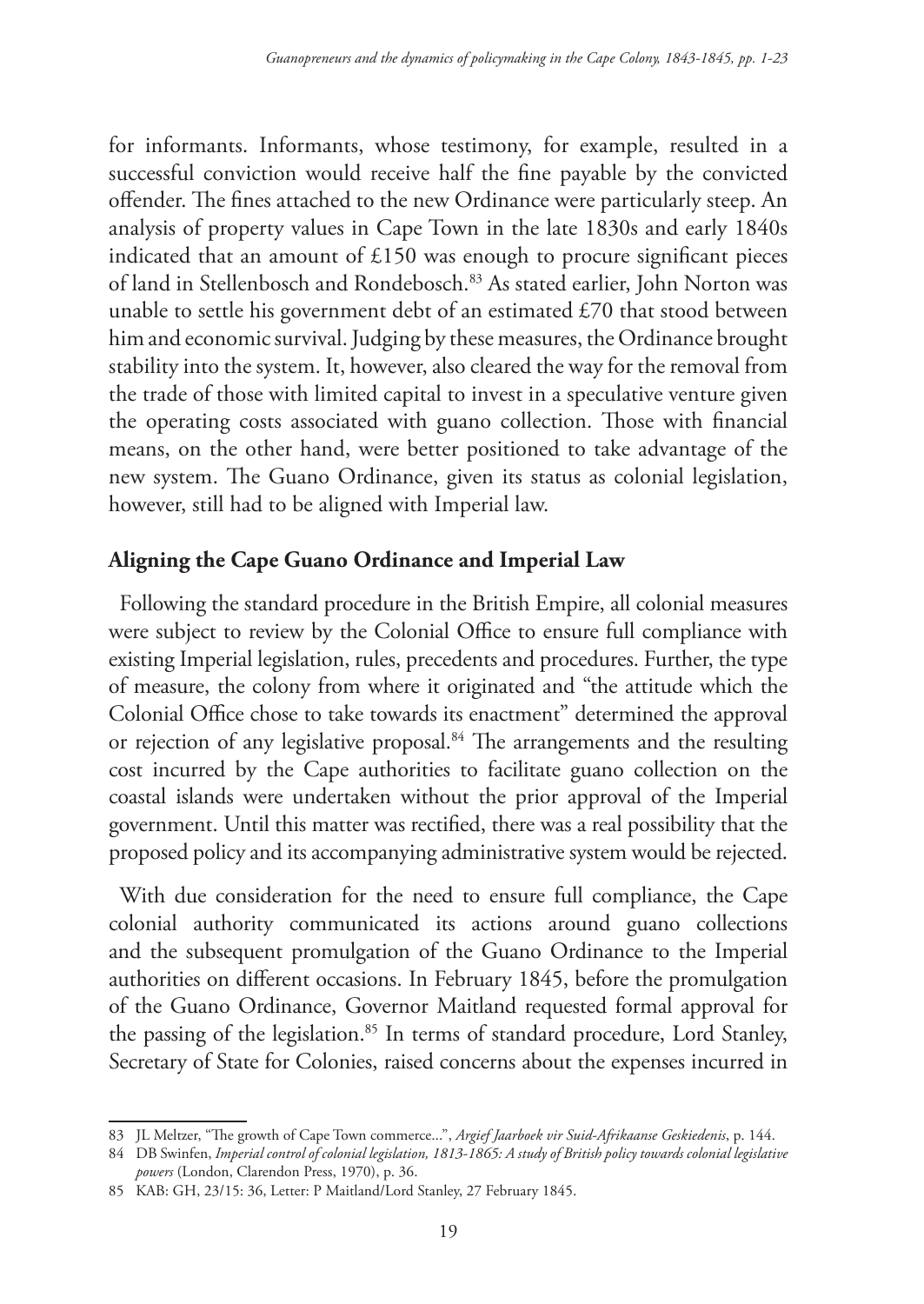for informants. Informants, whose testimony, for example, resulted in a successful conviction would receive half the fine payable by the convicted offender. The fines attached to the new Ordinance were particularly steep. An analysis of property values in Cape Town in the late 1830s and early 1840s indicated that an amount of £150 was enough to procure significant pieces of land in Stellenbosch and Rondebosch.[83] As stated earlier, John Norton was unable to settle his government debt of an estimated £70 that stood between him and economic survival. Judging by these measures, the Ordinance brought stability into the system. It, however, also cleared the way for the removal from the trade of those with limited capital to invest in a speculative venture given the operating costs associated with guano collection. Those with financial means, on the other hand, were better positioned to take advantage of the new system. The Guano Ordinance, given its status as colonial legislation, however, still had to be aligned with Imperial law.

## Aligning the Cape Guano Ordinance and Imperial Law

Following the standard procedure in the British Empire, all colonial measures were subject to review by the Colonial Office to ensure full compliance with existing Imperial legislation, rules, precedents and procedures. Further, the type of measure, the colony from where it originated and "the attitude which the Colonial Office chose to take towards its enactment" determined the approval or rejection of any legislative proposal.[84] The arrangements and the resulting cost incurred by the Cape authorities to facilitate guano collection on the coastal islands were undertaken without the prior approval of the Imperial government. Until this matter was rectified, there was a real possibility that the proposed policy and its accompanying administrative system would be rejected.

With due consideration for the need to ensure full compliance, the Cape colonial authority communicated its actions around guano collections and the subsequent promulgation of the Guano Ordinance to the Imperial authorities on different occasions. In February 1845, before the promulgation of the Guano Ordinance, Governor Maitland requested formal approval for the passing of the legislation.[85] In terms of standard procedure, Lord Stanley, Secretary of State for Colonies, raised concerns about the expenses incurred in

---

83 JL Meltzer, "The growth of Cape Town commerce...", *Argief Jaarboek vir Suid-Afrikaanse Geskiedenis*, p. 144.

84 DB Swinfen, *Imperial control of colonial legislation, 1813-1865: A study of British policy towards colonial legislative powers* (London, Clarendon Press, 1970), p. 36.

85 KAB: GH, 23/15: 36, Letter: P Maitland/Lord Stanley, 27 February 1845.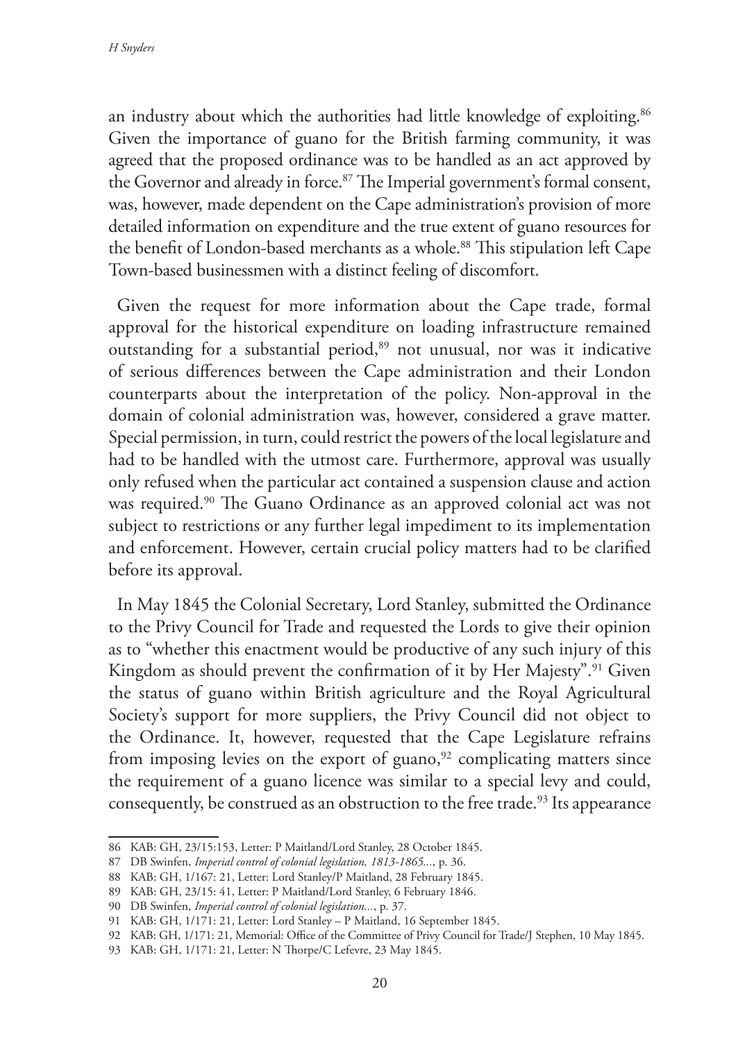an industry about which the authorities had little knowledge of exploiting.[86] Given the importance of guano for the British farming community, it was agreed that the proposed ordinance was to be handled as an act approved by the Governor and already in force.[87] The Imperial government's formal consent, was, however, made dependent on the Cape administration's provision of more detailed information on expenditure and the true extent of guano resources for the benefit of London-based merchants as a whole.[88] This stipulation left Cape Town-based businessmen with a distinct feeling of discomfort.

Given the request for more information about the Cape trade, formal approval for the historical expenditure on loading infrastructure remained outstanding for a substantial period,[89] not unusual, nor was it indicative of serious differences between the Cape administration and their London counterparts about the interpretation of the policy. Non-approval in the domain of colonial administration was, however, considered a grave matter. Special permission, in turn, could restrict the powers of the local legislature and had to be handled with the utmost care. Furthermore, approval was usually only refused when the particular act contained a suspension clause and action was required.[90] The Guano Ordinance as an approved colonial act was not subject to restrictions or any further legal impediment to its implementation and enforcement. However, certain crucial policy matters had to be clarified before its approval.

In May 1845 the Colonial Secretary, Lord Stanley, submitted the Ordinance to the Privy Council for Trade and requested the Lords to give their opinion as to "whether this enactment would be productive of any such injury of this Kingdom as should prevent the confirmation of it by Her Majesty".[91] Given the status of guano within British agriculture and the Royal Agricultural Society's support for more suppliers, the Privy Council did not object to the Ordinance. It, however, requested that the Cape Legislature refrains from imposing levies on the export of guano,[92] complicating matters since the requirement of a guano licence was similar to a special levy and could, consequently, be construed as an obstruction to the free trade.[93] Its appearance

---

86 KAB: GH, 23/15:153, Letter: P Maitland/Lord Stanley, 28 October 1845.

87 DB Swinfen, *Imperial control of colonial legislation, 1813-1865...*, p. 36.

88 KAB: GH, 1/167: 21, Letter: Lord Stanley/P Maitland, 28 February 1845.

89 KAB: GH, 23/15: 41, Letter: P Maitland/Lord Stanley, 6 February 1846.

90 DB Swinfen, *Imperial control of colonial legislation...*, p. 37.

91 KAB: GH, 1/171: 21, Letter: Lord Stanley – P Maitland, 16 September 1845.

92 KAB: GH, 1/171: 21, Memorial: Office of the Committee of Privy Council for Trade/J Stephen, 10 May 1845.

93 KAB: GH, 1/171: 21, Letter: N Thorpe/C Lefevre, 23 May 1845.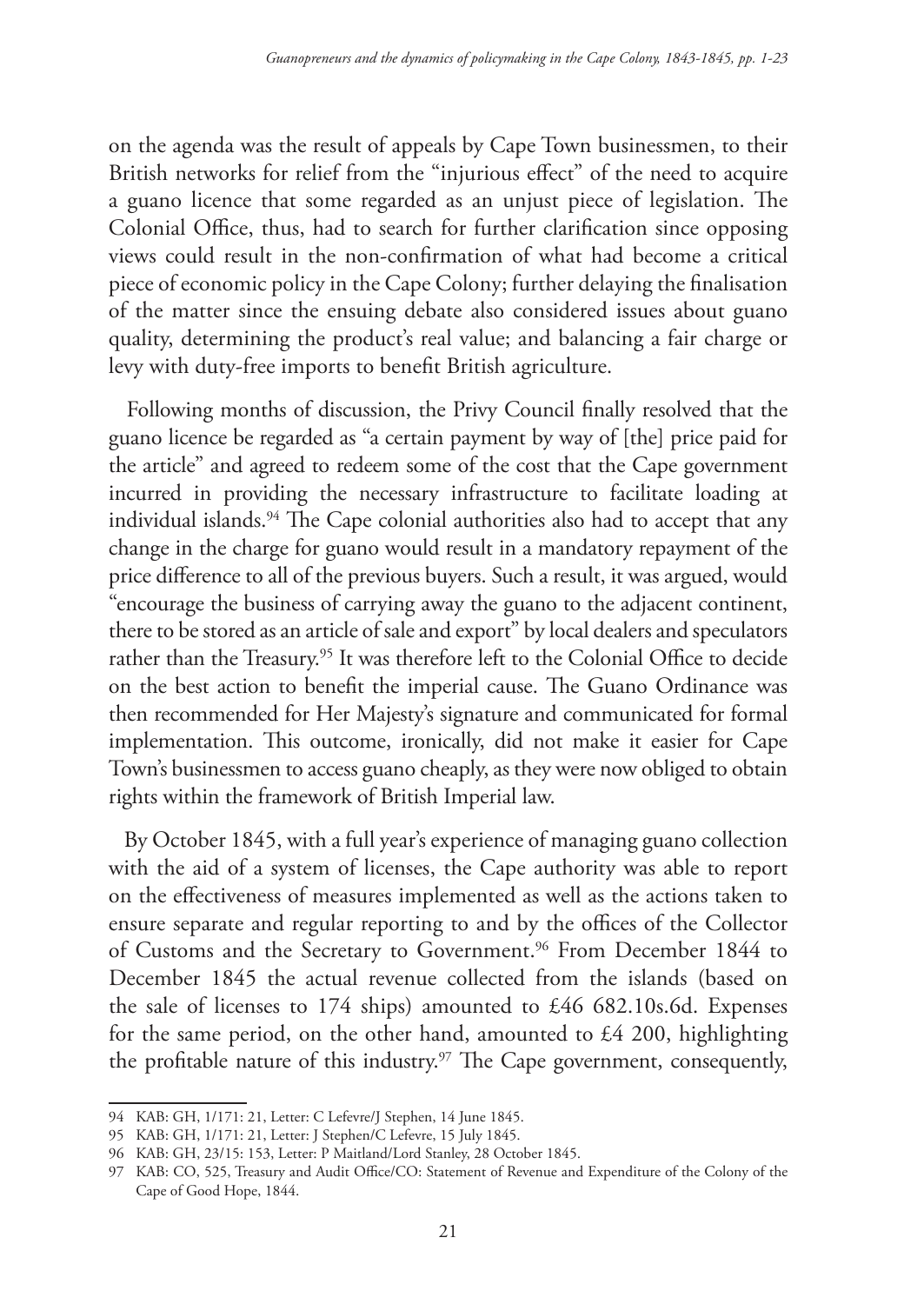on the agenda was the result of appeals by Cape Town businessmen, to their British networks for relief from the "injurious effect" of the need to acquire a guano licence that some regarded as an unjust piece of legislation. The Colonial Office, thus, had to search for further clarification since opposing views could result in the non-confirmation of what had become a critical piece of economic policy in the Cape Colony; further delaying the finalisation of the matter since the ensuing debate also considered issues about guano quality, determining the product's real value; and balancing a fair charge or levy with duty-free imports to benefit British agriculture.

Following months of discussion, the Privy Council finally resolved that the guano licence be regarded as "a certain payment by way of [the] price paid for the article" and agreed to redeem some of the cost that the Cape government incurred in providing the necessary infrastructure to facilitate loading at individual islands.[94] The Cape colonial authorities also had to accept that any change in the charge for guano would result in a mandatory repayment of the price difference to all of the previous buyers. Such a result, it was argued, would "encourage the business of carrying away the guano to the adjacent continent, there to be stored as an article of sale and export" by local dealers and speculators rather than the Treasury.[95] It was therefore left to the Colonial Office to decide on the best action to benefit the imperial cause. The Guano Ordinance was then recommended for Her Majesty's signature and communicated for formal implementation. This outcome, ironically, did not make it easier for Cape Town's businessmen to access guano cheaply, as they were now obliged to obtain rights within the framework of British Imperial law.

By October 1845, with a full year's experience of managing guano collection with the aid of a system of licenses, the Cape authority was able to report on the effectiveness of measures implemented as well as the actions taken to ensure separate and regular reporting to and by the offices of the Collector of Customs and the Secretary to Government.[96] From December 1844 to December 1845 the actual revenue collected from the islands (based on the sale of licenses to 174 ships) amounted to £46 682.10s.6d. Expenses for the same period, on the other hand, amounted to £4 200, highlighting the profitable nature of this industry.[97] The Cape government, consequently,

---

94 KAB: GH, 1/171: 21, Letter: C Lefevre/J Stephen, 14 June 1845.

95 KAB: GH, 1/171: 21, Letter: J Stephen/C Lefevre, 15 July 1845.

96 KAB: GH, 23/15: 153, Letter: P Maitland/Lord Stanley, 28 October 1845.

97 KAB: CO, 525, Treasury and Audit Office/CO: Statement of Revenue and Expenditure of the Colony of the Cape of Good Hope, 1844.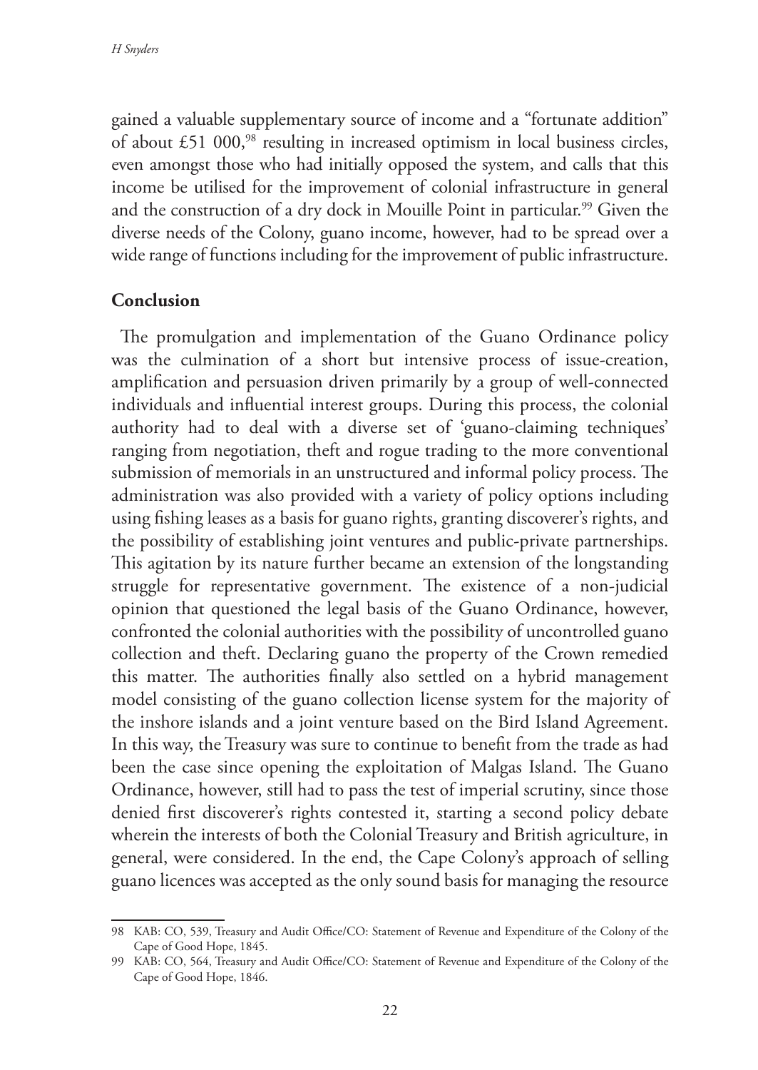gained a valuable supplementary source of income and a "fortunate addition" of about £51 000,[98] resulting in increased optimism in local business circles, even amongst those who had initially opposed the system, and calls that this income be utilised for the improvement of colonial infrastructure in general and the construction of a dry dock in Mouille Point in particular.[99] Given the diverse needs of the Colony, guano income, however, had to be spread over a wide range of functions including for the improvement of public infrastructure.

## Conclusion

The promulgation and implementation of the Guano Ordinance policy was the culmination of a short but intensive process of issue-creation, amplification and persuasion driven primarily by a group of well-connected individuals and influential interest groups. During this process, the colonial authority had to deal with a diverse set of 'guano-claiming techniques' ranging from negotiation, theft and rogue trading to the more conventional submission of memorials in an unstructured and informal policy process. The administration was also provided with a variety of policy options including using fishing leases as a basis for guano rights, granting discoverer's rights, and the possibility of establishing joint ventures and public-private partnerships. This agitation by its nature further became an extension of the longstanding struggle for representative government. The existence of a non-judicial opinion that questioned the legal basis of the Guano Ordinance, however, confronted the colonial authorities with the possibility of uncontrolled guano collection and theft. Declaring guano the property of the Crown remedied this matter. The authorities finally also settled on a hybrid management model consisting of the guano collection license system for the majority of the inshore islands and a joint venture based on the Bird Island Agreement. In this way, the Treasury was sure to continue to benefit from the trade as had been the case since opening the exploitation of Malgas Island. The Guano Ordinance, however, still had to pass the test of imperial scrutiny, since those denied first discoverer's rights contested it, starting a second policy debate wherein the interests of both the Colonial Treasury and British agriculture, in general, were considered. In the end, the Cape Colony's approach of selling guano licences was accepted as the only sound basis for managing the resource

---

98 KAB: CO, 539, Treasury and Audit Office/CO: Statement of Revenue and Expenditure of the Colony of the Cape of Good Hope, 1845.

99 KAB: CO, 564, Treasury and Audit Office/CO: Statement of Revenue and Expenditure of the Colony of the Cape of Good Hope, 1846.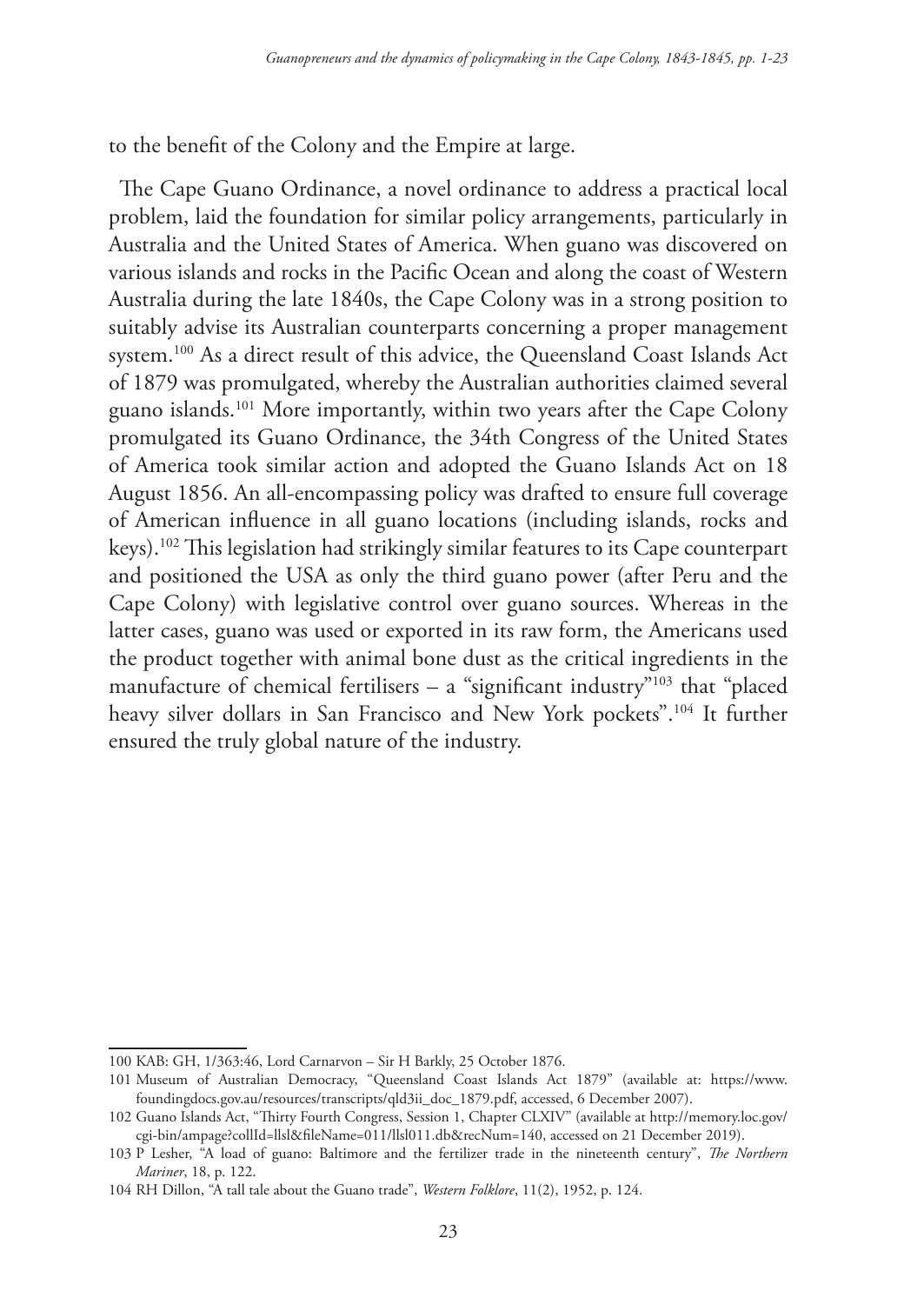to the benefit of the Colony and the Empire at large.

The Cape Guano Ordinance, a novel ordinance to address a practical local problem, laid the foundation for similar policy arrangements, particularly in Australia and the United States of America. When guano was discovered on various islands and rocks in the Pacific Ocean and along the coast of Western Australia during the late 1840s, the Cape Colony was in a strong position to suitably advise its Australian counterparts concerning a proper management system.[100] As a direct result of this advice, the Queensland Coast Islands Act of 1879 was promulgated, whereby the Australian authorities claimed several guano islands.[101] More importantly, within two years after the Cape Colony promulgated its Guano Ordinance, the 34th Congress of the United States of America took similar action and adopted the Guano Islands Act on 18 August 1856. An all-encompassing policy was drafted to ensure full coverage of American influence in all guano locations (including islands, rocks and keys).[102] This legislation had strikingly similar features to its Cape counterpart and positioned the USA as only the third guano power (after Peru and the Cape Colony) with legislative control over guano sources. Whereas in the latter cases, guano was used or exported in its raw form, the Americans used the product together with animal bone dust as the critical ingredients in the manufacture of chemical fertilisers – a "significant industry"[103] that "placed heavy silver dollars in San Francisco and New York pockets".[104] It further ensured the truly global nature of the industry.

---

100 KAB: GH, 1/363:46, Lord Carnarvon – Sir H Barkly, 25 October 1876.

101 Museum of Australian Democracy, "Queensland Coast Islands Act 1879" (available at: https://www.foundingdocs.gov.au/resources/transcripts/qld3ii_doc_1879.pdf, accessed, 6 December 2007).

102 Guano Islands Act, "Thirty Fourth Congress, Session 1, Chapter CLXIV" (available at http://memory.loc.gov/cgi-bin/ampage?collId=llsl&fileName=011/llsl011.db&recNum=140, accessed on 21 December 2019).

103 P Lesher, "A load of guano: Baltimore and the fertilizer trade in the nineteenth century", *The Northern Mariner*, 18, p. 122.

104 RH Dillon, "A tall tale about the Guano trade", *Western Folklore*, 11(2), 1952, p. 124.